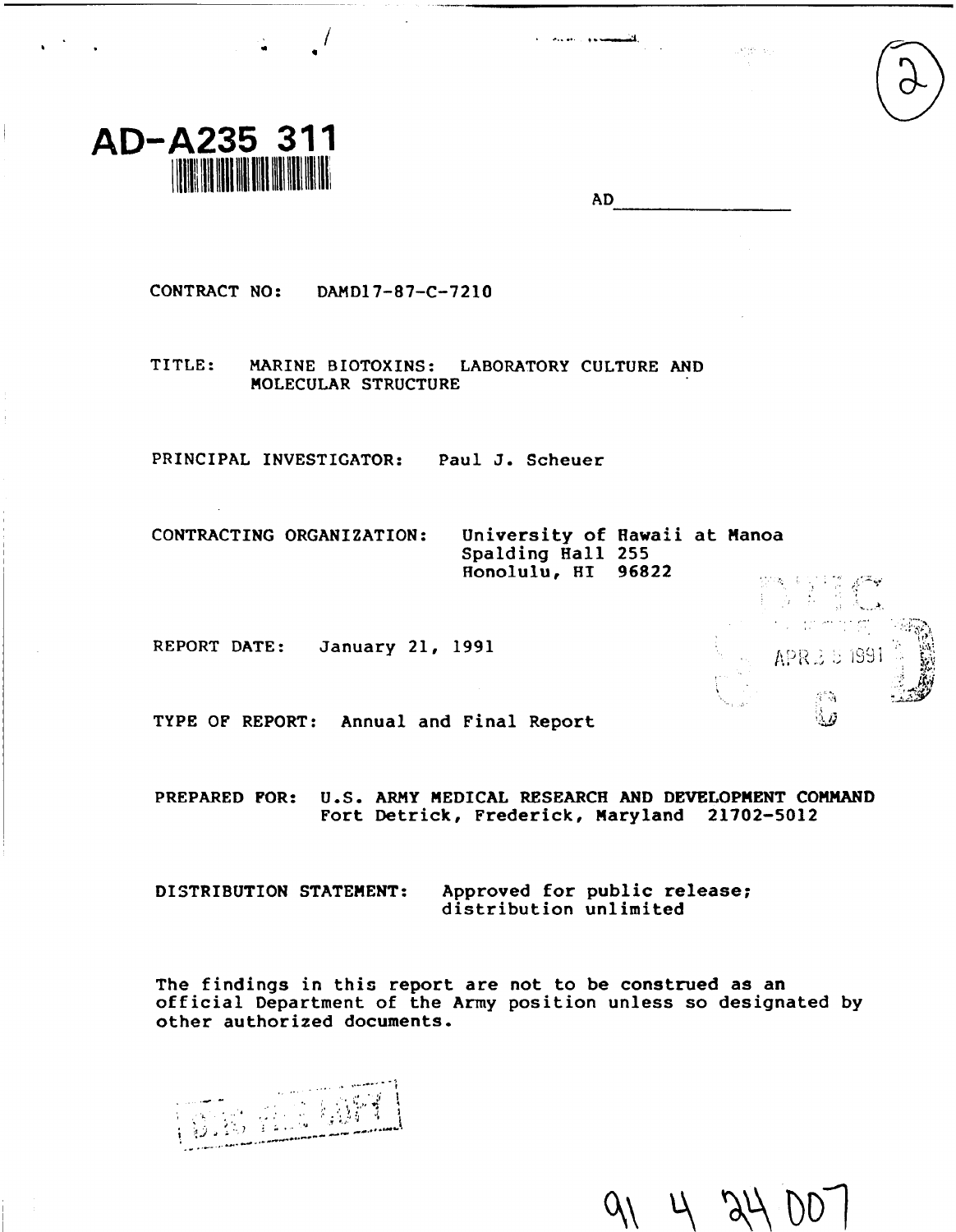AD-A235 311

AD\_\_\_\_\_\_\_\_\_\_\_\_\_\_\_\_

CONTRACT NO: DAMD17-87-C-7210

TITLE: MARINE BIOTOXINS: LABORATORY CULTURE AND MOLECULAR STRUCTURE

PRINCIPAL INVESTIGATOR: Paul J. Scheuer

CONTRACTING ORGANIZATION: University of Hawaii at Manoa
Spalding Hall 255
Honolulu, HI 96822

REPORT DATE: January 21, 1991

TYPE OF REPORT: Annual and Final Report

PREPARED FOR: U.S. ARMY MEDICAL RESEARCH AND DEVELOPMENT COMMAND
Fort Detrick, Frederick, Maryland 21702-5012

DISTRIBUTION STATEMENT: Approved for public release; distribution unlimited

The findings in this report are not to be construed as an official Department of the Army position unless so designated by other authorized documents.

91 4 24 007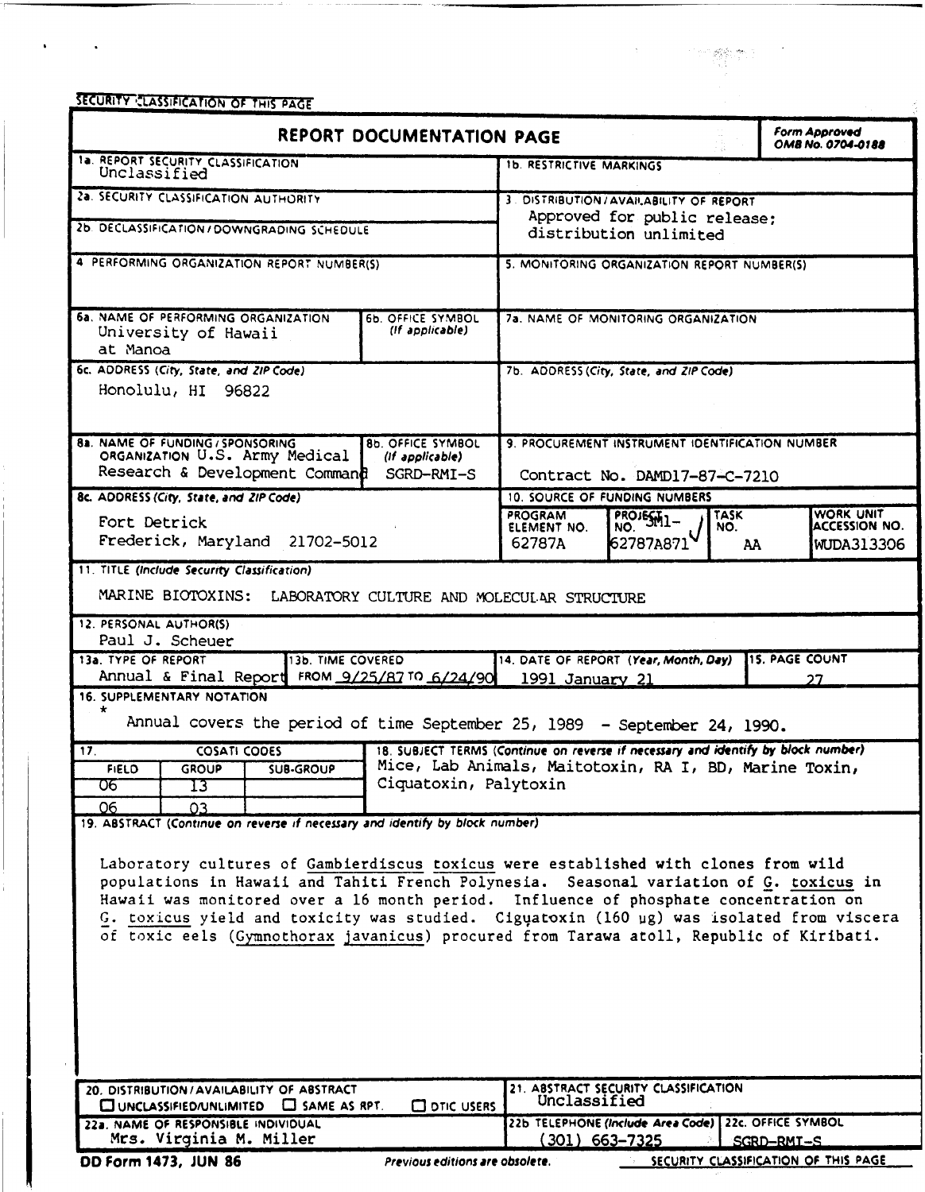SECURITY CLASSIFICATION OF THIS PAGE

# REPORT DOCUMENTATION PAGE

Form Approved OMB No. 0704-0188

| | |
|---|---|
| 1a. REPORT SECURITY CLASSIFICATION: Unclassified | 1b. RESTRICTIVE MARKINGS |
| 2a. SECURITY CLASSIFICATION AUTHORITY | 3. DISTRIBUTION/AVAILABILITY OF REPORT: Approved for public release; distribution unlimited |
| 2b. DECLASSIFICATION/DOWNGRADING SCHEDULE | |
| 4. PERFORMING ORGANIZATION REPORT NUMBER(S) | 5. MONITORING ORGANIZATION REPORT NUMBER(S) |
| 6a. NAME OF PERFORMING ORGANIZATION: University of Hawaii at Manoa — 6b. OFFICE SYMBOL (If applicable) | 7a. NAME OF MONITORING ORGANIZATION |
| 6c. ADDRESS (City, State, and ZIP Code): Honolulu, HI 96822 | 7b. ADDRESS (City, State, and ZIP Code) |
| 8a. NAME OF FUNDING/SPONSORING ORGANIZATION: U.S. Army Medical Research & Development Command — 8b. OFFICE SYMBOL (If applicable): SGRD-RMI-S | 9. PROCUREMENT INSTRUMENT IDENTIFICATION NUMBER: Contract No. DAMD17-87-C-7210 |
| 8c. ADDRESS (City, State, and ZIP Code): Fort Detrick, Frederick, Maryland 21702-5012 | 10. SOURCE OF FUNDING NUMBERS |

| PROGRAM ELEMENT NO. | PROJECT NO. | TASK NO. | WORK UNIT ACCESSION NO. |
|---|---|---|---|
| 62787A | 3M1-62787A871 | AA | WUDA313306 |

11. TITLE (Include Security Classification)

MARINE BIOTOXINS: LABORATORY CULTURE AND MOLECULAR STRUCTURE

12. PERSONAL AUTHOR(S)

Paul J. Scheuer

| 13a. TYPE OF REPORT | 13b. TIME COVERED | 14. DATE OF REPORT (Year, Month, Day) | 15. PAGE COUNT |
|---|---|---|---|
| Annual & Final Report* | FROM 9/25/87 TO 6/24/90 | 1991 January 21 | 27 |

16. SUPPLEMENTARY NOTATION

\* Annual covers the period of time September 25, 1989 - September 24, 1990.

| 17. COSATI CODES | | |
|---|---|---|
| FIELD | GROUP | SUB-GROUP |
| 06 | 13 | |
| 06 | 03 | |

18. SUBJECT TERMS (Continue on reverse if necessary and identify by block number)

Mice, Lab Animals, Maitotoxin, RA I, BD, Marine Toxin, Ciquatoxin, Palytoxin

19. ABSTRACT (Continue on reverse if necessary and identify by block number)

Laboratory cultures of *Gambierdiscus toxicus* were established with clones from wild populations in Hawaii and Tahiti French Polynesia. Seasonal variation of *G. toxicus* in Hawaii was monitored over a 16 month period. Influence of phosphate concentration on *G. toxicus* yield and toxicity was studied. Ciguatoxin (160 µg) was isolated from viscera of toxic eels (*Gymnothorax javanicus*) procured from Tarawa atoll, Republic of Kiribati.

| | |
|---|---|
| 20. DISTRIBUTION/AVAILABILITY OF ABSTRACT: ☐ UNCLASSIFIED/UNLIMITED ☐ SAME AS RPT. ☐ DTIC USERS | 21. ABSTRACT SECURITY CLASSIFICATION: Unclassified |
| 22a. NAME OF RESPONSIBLE INDIVIDUAL: Mrs. Virginia M. Miller | 22b. TELEPHONE (Include Area Code): (301) 663-7325 — 22c. OFFICE SYMBOL: SGRD-RMI-S |

DD Form 1473, JUN 86 — Previous editions are obsolete. — SECURITY CLASSIFICATION OF THIS PAGE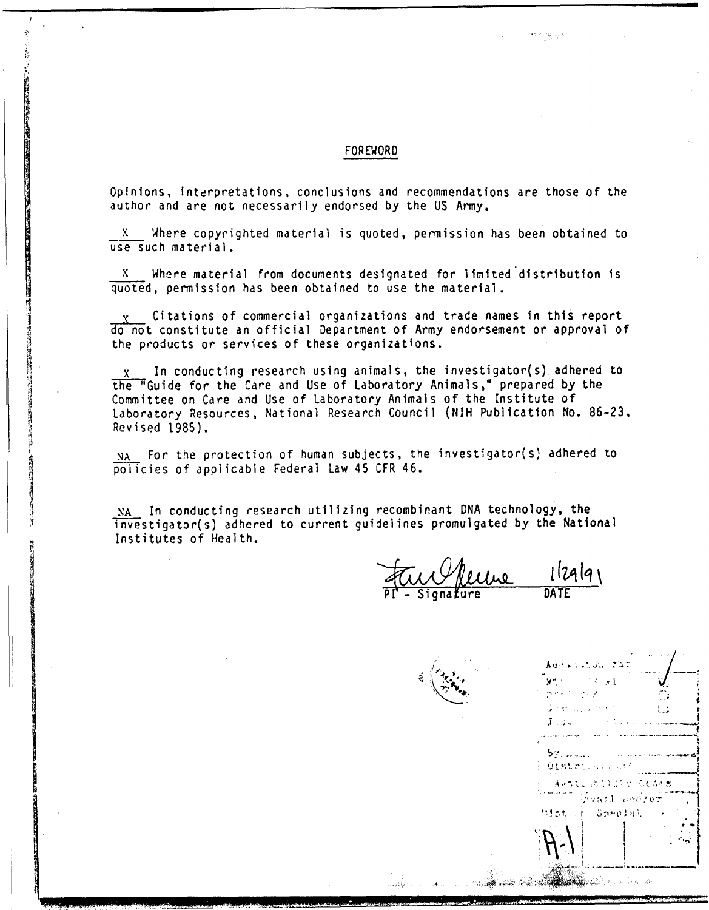## FOREWORD

Opinions, interpretations, conclusions and recommendations are those of the author and are not necessarily endorsed by the US Army.

X Where copyrighted material is quoted, permission has been obtained to use such material.

X Where material from documents designated for limited distribution is quoted, permission has been obtained to use the material.

X Citations of commercial organizations and trade names in this report do not constitute an official Department of Army endorsement or approval of the products or services of these organizations.

X In conducting research using animals, the investigator(s) adhered to the "Guide for the Care and Use of Laboratory Animals," prepared by the Committee on Care and Use of Laboratory Animals of the Institute of Laboratory Resources, National Research Council (NIH Publication No. 86-23, Revised 1985).

NA For the protection of human subjects, the investigator(s) adhered to policies of applicable Federal Law 45 CFR 46.

NA In conducting research utilizing recombinant DNA technology, the investigator(s) adhered to current guidelines promulgated by the National Institutes of Health.

PI - Signature    DATE 1/29/91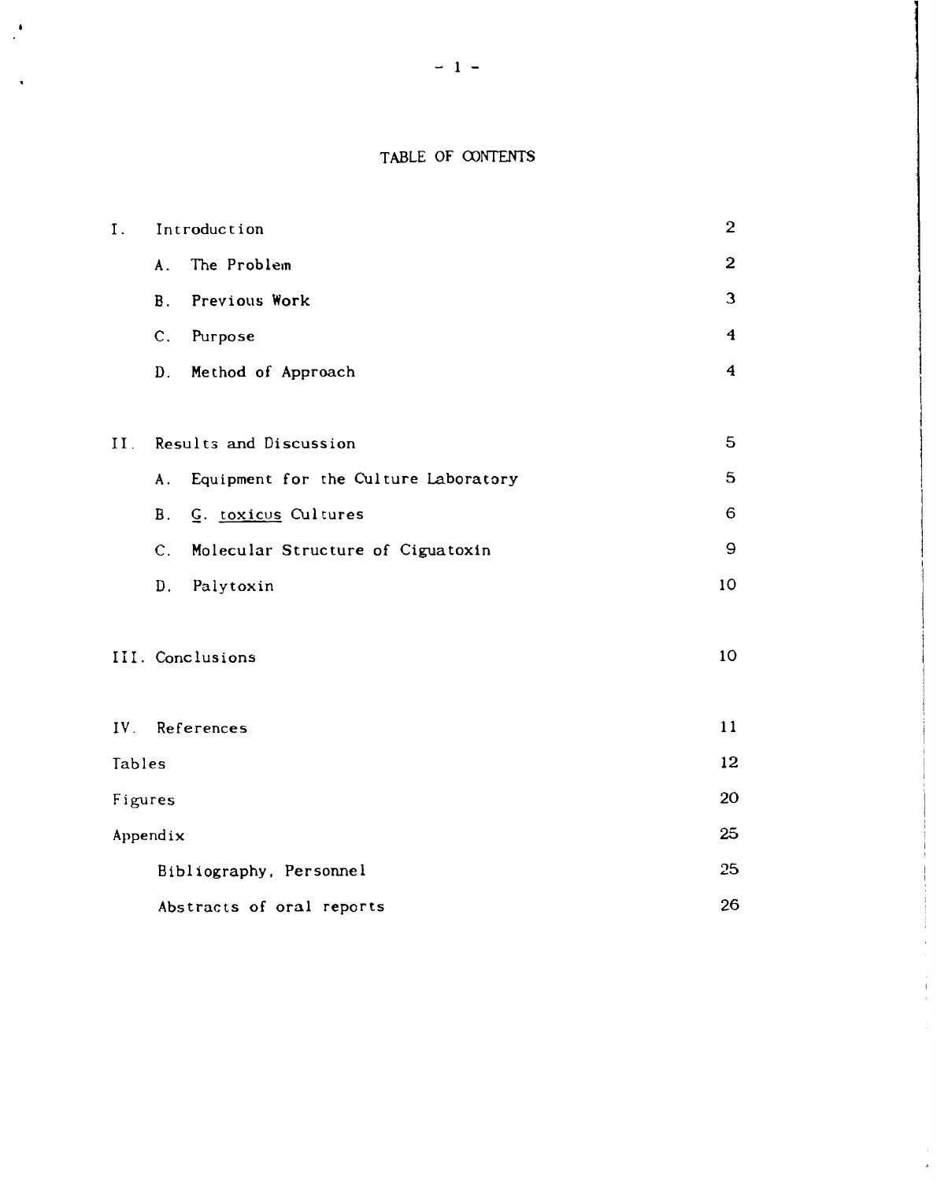# TABLE OF CONTENTS

| | |
|---|---|
| I. Introduction | 2 |
| A. The Problem | 2 |
| B. Previous Work | 3 |
| C. Purpose | 4 |
| D. Method of Approach | 4 |
| II. Results and Discussion | 5 |
| A. Equipment for the Culture Laboratory | 5 |
| B. *G. toxicus* Cultures | 6 |
| C. Molecular Structure of Ciguatoxin | 9 |
| D. Palytoxin | 10 |
| III. Conclusions | 10 |
| IV. References | 11 |
| Tables | 12 |
| Figures | 20 |
| Appendix | 25 |
| Bibliography, Personnel | 25 |
| Abstracts of oral reports | 26 |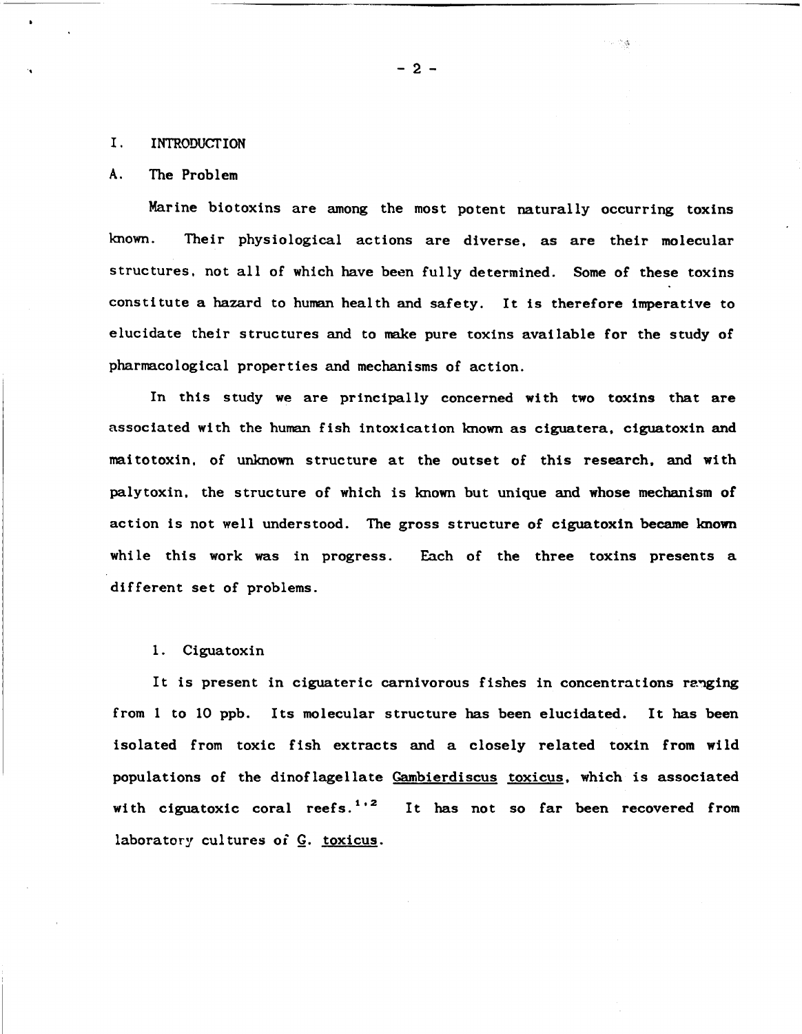# I. INTRODUCTION

## A. The Problem

Marine biotoxins are among the most potent naturally occurring toxins known. Their physiological actions are diverse, as are their molecular structures, not all of which have been fully determined. Some of these toxins constitute a hazard to human health and safety. It is therefore imperative to elucidate their structures and to make pure toxins available for the study of pharmacological properties and mechanisms of action.

In this study we are principally concerned with two toxins that are associated with the human fish intoxication known as ciguatera, ciguatoxin and maitotoxin, of unknown structure at the outset of this research, and with palytoxin, the structure of which is known but unique and whose mechanism of action is not well understood. The gross structure of ciguatoxin became known while this work was in progress. Each of the three toxins presents a different set of problems.

### 1. Ciguatoxin

It is present in ciguateric carnivorous fishes in concentrations ranging from 1 to 10 ppb. Its molecular structure has been elucidated. It has been isolated from toxic fish extracts and a closely related toxin from wild populations of the dinoflagellate <u>Gambierdiscus toxicus</u>, which is associated with ciguatoxic coral reefs.[1,2] It has not so far been recovered from laboratory cultures of <u>G. toxicus</u>.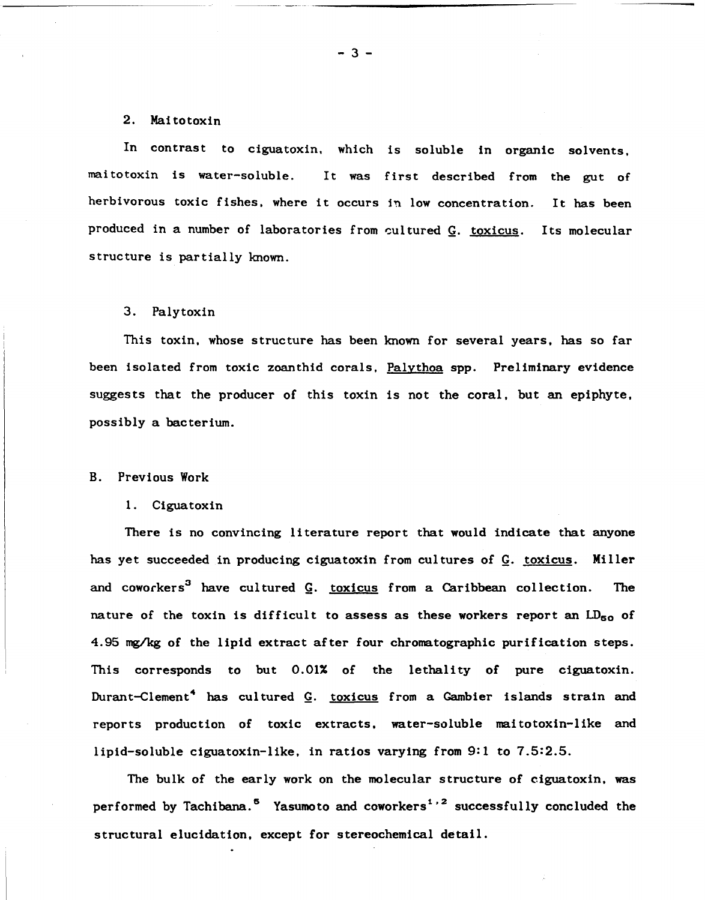### 2. Maitotoxin

In contrast to ciguatoxin, which is soluble in organic solvents, maitotoxin is water-soluble. It was first described from the gut of herbivorous toxic fishes, where it occurs in low concentration. It has been produced in a number of laboratories from cultured G. toxicus. Its molecular structure is partially known.

### 3. Palytoxin

This toxin, whose structure has been known for several years, has so far been isolated from toxic zoanthid corals, Palythoa spp. Preliminary evidence suggests that the producer of this toxin is not the coral, but an epiphyte, possibly a bacterium.

## B. Previous Work

### 1. Ciguatoxin

There is no convincing literature report that would indicate that anyone has yet succeeded in producing ciguatoxin from cultures of G. toxicus. Miller and coworkers[3] have cultured G. toxicus from a Caribbean collection. The nature of the toxin is difficult to assess as these workers report an $LD_{50}$ of 4.95 mg/kg of the lipid extract after four chromatographic purification steps. This corresponds to but 0.01% of the lethality of pure ciguatoxin. Durant-Clement[4] has cultured G. toxicus from a Gambier islands strain and reports production of toxic extracts, water-soluble maitotoxin-like and lipid-soluble ciguatoxin-like, in ratios varying from 9:1 to 7.5:2.5.

The bulk of the early work on the molecular structure of ciguatoxin, was performed by Tachibana.[5] Yasumoto and coworkers[1,2] successfully concluded the structural elucidation, except for stereochemical detail.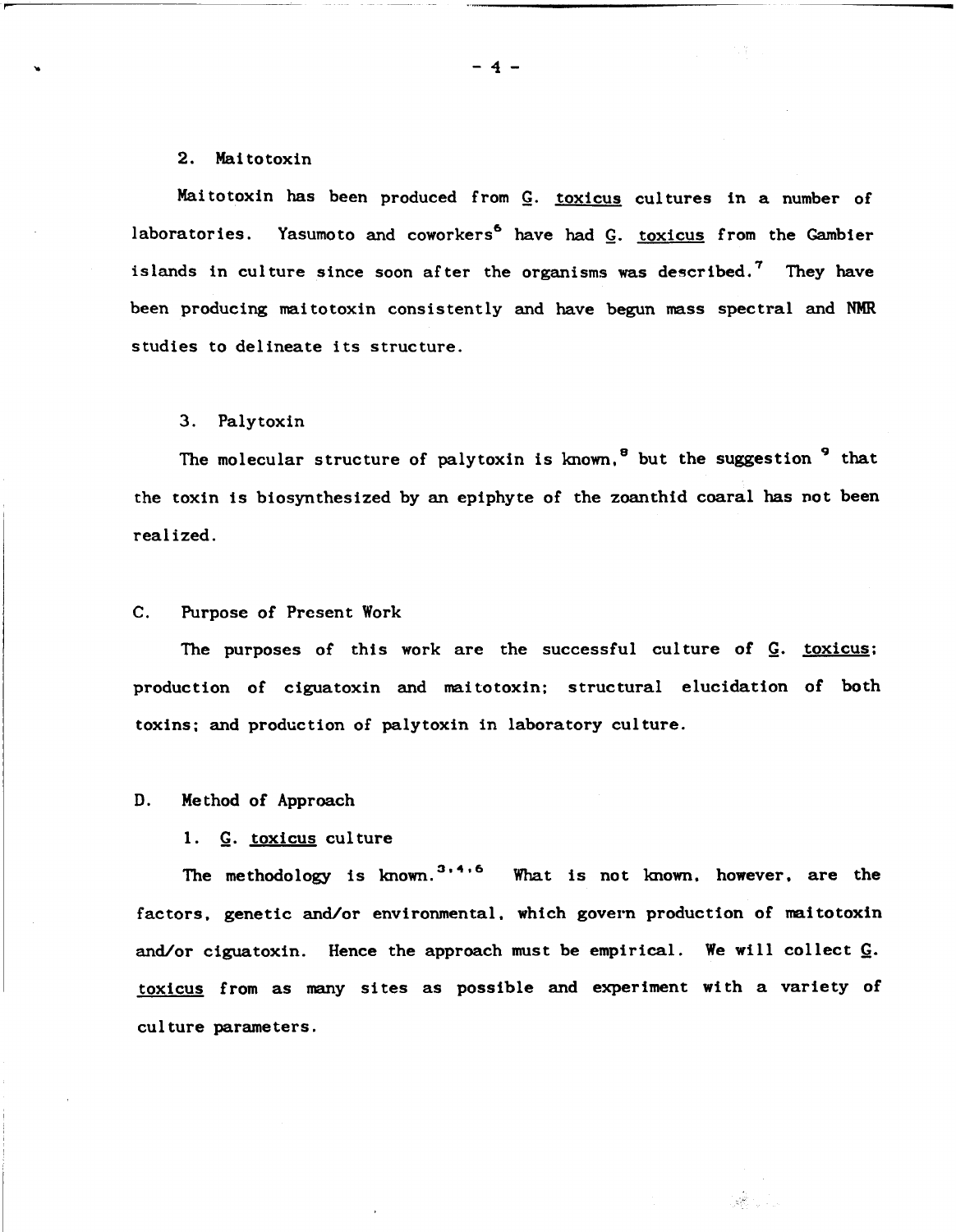### 2. Maitotoxin

Maitotoxin has been produced from G. toxicus cultures in a number of laboratories. Yasumoto and coworkers[6] have had G. toxicus from the Gambier islands in culture since soon after the organisms was described.[7] They have been producing maitotoxin consistently and have begun mass spectral and NMR studies to delineate its structure.

### 3. Palytoxin

The molecular structure of palytoxin is known,[8] but the suggestion [9] that the toxin is biosynthesized by an epiphyte of the zoanthid coaral has not been realized.

## C. Purpose of Present Work

The purposes of this work are the successful culture of G. toxicus; production of ciguatoxin and maitotoxin; structural elucidation of both toxins; and production of palytoxin in laboratory culture.

## D. Method of Approach

### 1. G. toxicus culture

The methodology is known.[3,4,6] What is not known, however, are the factors, genetic and/or environmental, which govern production of maitotoxin and/or ciguatoxin. Hence the approach must be empirical. We will collect G. toxicus from as many sites as possible and experiment with a variety of culture parameters.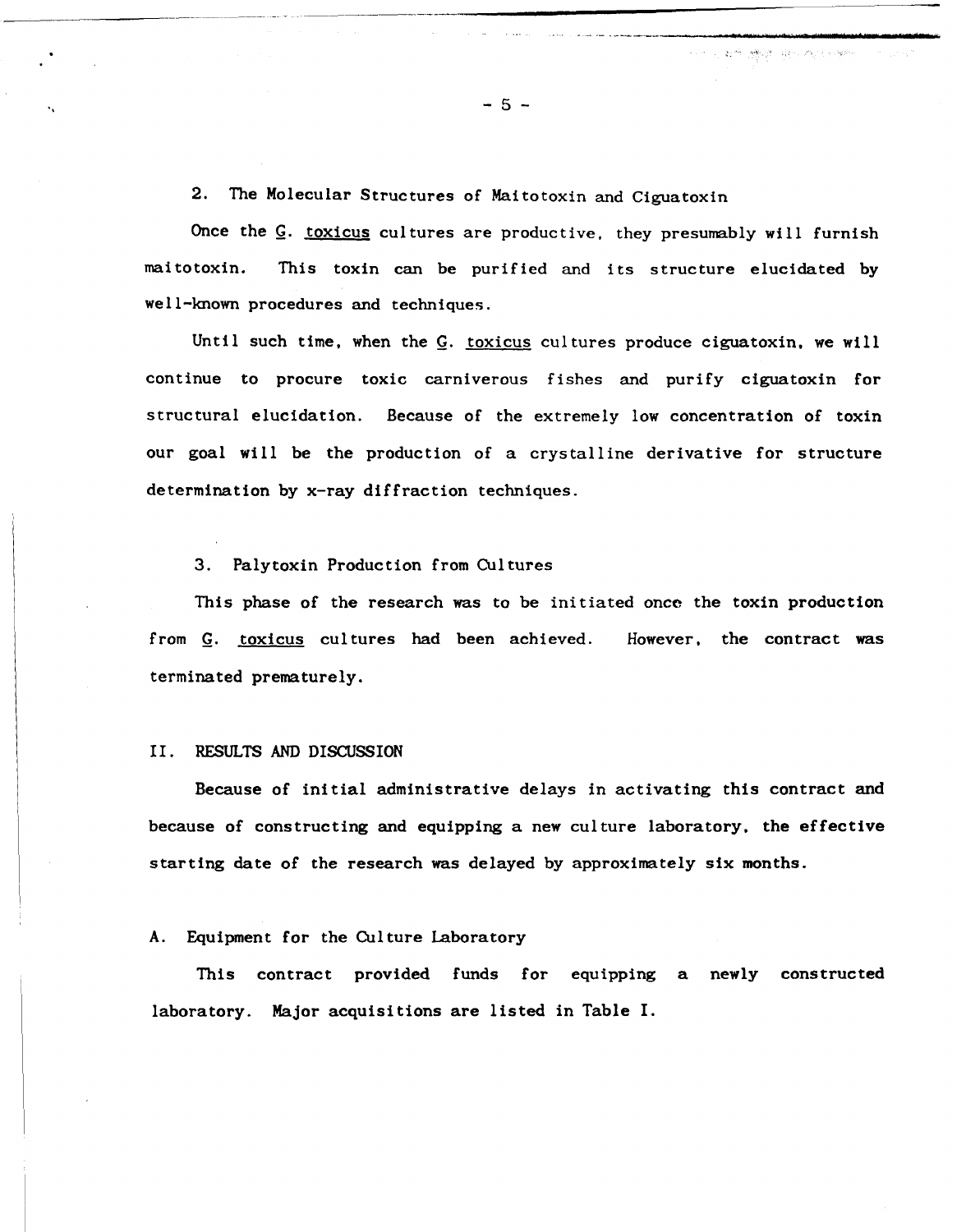### 2. The Molecular Structures of Maitotoxin and Ciguatoxin

Once the G. toxicus cultures are productive, they presumably will furnish maitotoxin. This toxin can be purified and its structure elucidated by well-known procedures and techniques.

Until such time, when the G. toxicus cultures produce ciguatoxin, we will continue to procure toxic carniverous fishes and purify ciguatoxin for structural elucidation. Because of the extremely low concentration of toxin our goal will be the production of a crystalline derivative for structure determination by x-ray diffraction techniques.

### 3. Palytoxin Production from Cultures

This phase of the research was to be initiated once the toxin production from G. toxicus cultures had been achieved. However, the contract was terminated prematurely.

## II. RESULTS AND DISCUSSION

Because of initial administrative delays in activating this contract and because of constructing and equipping a new culture laboratory, the effective starting date of the research was delayed by approximately six months.

### A. Equipment for the Culture Laboratory

This contract provided funds for equipping a newly constructed laboratory. Major acquisitions are listed in Table I.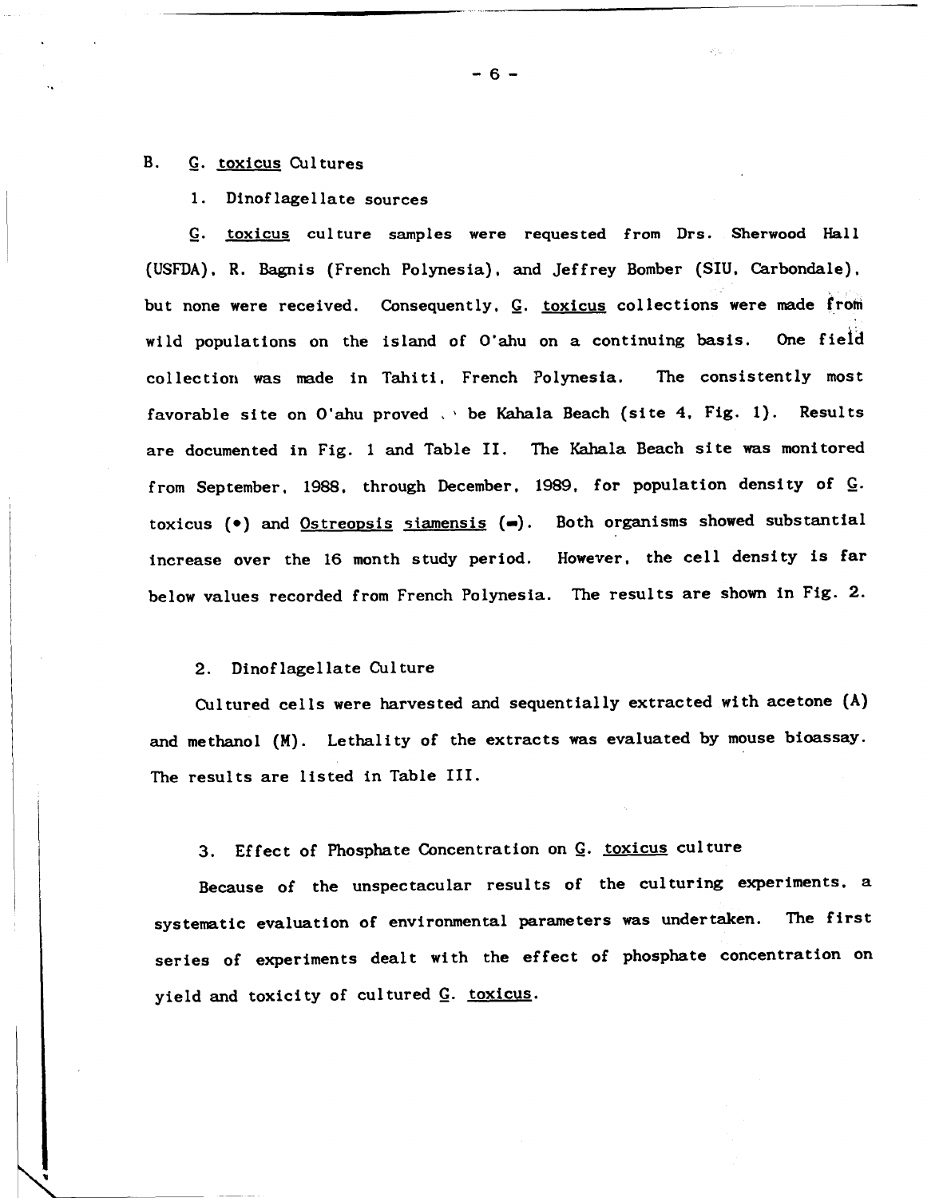## B. G. toxicus Cultures

### 1. Dinoflagellate sources

G. toxicus culture samples were requested from Drs. Sherwood Hall (USFDA), R. Bagnis (French Polynesia), and Jeffrey Bomber (SIU, Carbondale), but none were received. Consequently, G. toxicus collections were made from wild populations on the island of O'ahu on a continuing basis. One field collection was made in Tahiti, French Polynesia. The consistently most favorable site on O'ahu proved to be Kahala Beach (site 4, Fig. 1). Results are documented in Fig. 1 and Table II. The Kahala Beach site was monitored from September, 1988, through December, 1989, for population density of G. toxicus (•) and Ostreopsis siamensis (▬). Both organisms showed substantial increase over the 16 month study period. However, the cell density is far below values recorded from French Polynesia. The results are shown in Fig. 2.

### 2. Dinoflagellate Culture

Cultured cells were harvested and sequentially extracted with acetone (A) and methanol (M). Lethality of the extracts was evaluated by mouse bioassay. The results are listed in Table III.

### 3. Effect of Phosphate Concentration on G. toxicus culture

Because of the unspectacular results of the culturing experiments, a systematic evaluation of environmental parameters was undertaken. The first series of experiments dealt with the effect of phosphate concentration on yield and toxicity of cultured G. toxicus.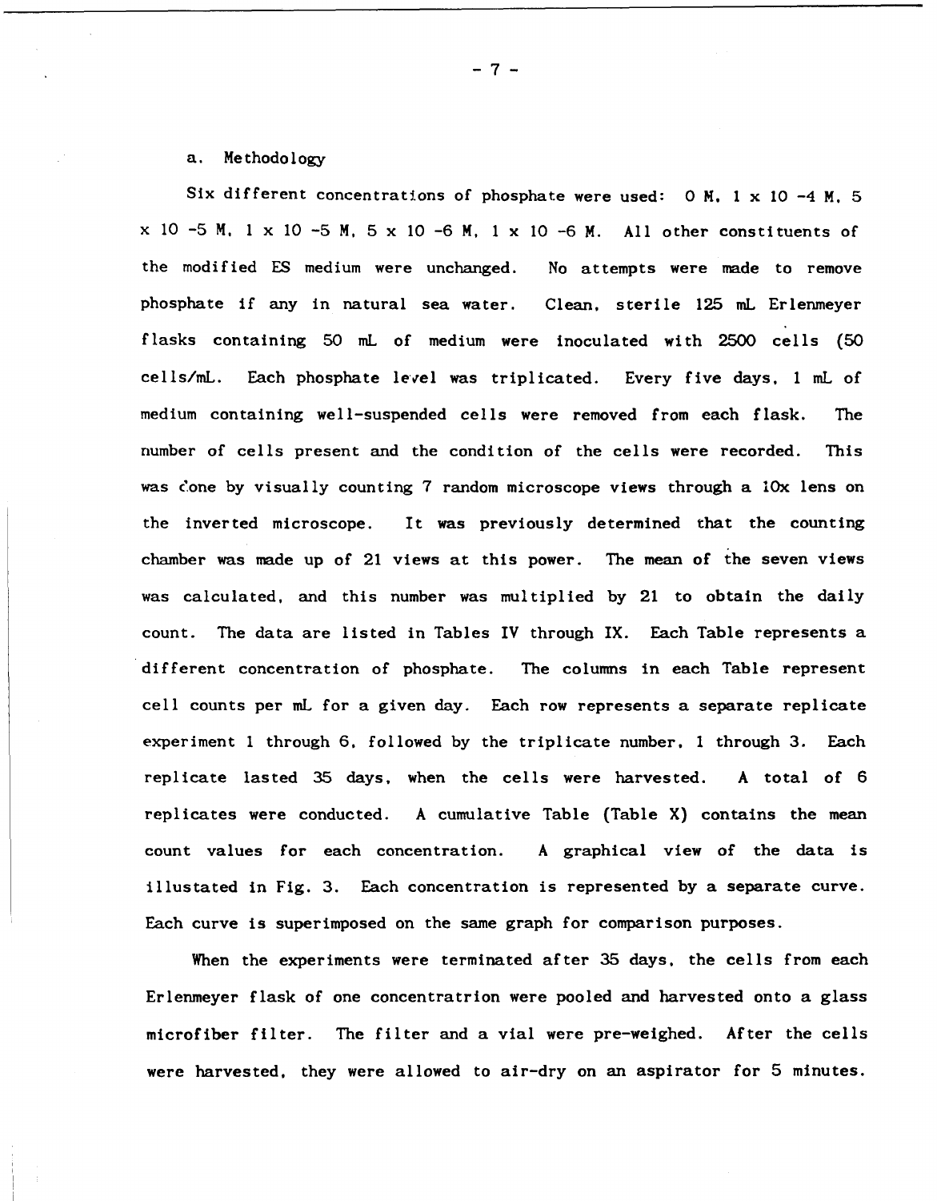a. Methodology

Six different concentrations of phosphate were used: 0 M, $1 \times 10^{-4}$ M, $5 \times 10^{-5}$ M, $1 \times 10^{-5}$ M, $5 \times 10^{-6}$ M, $1 \times 10^{-6}$ M. All other constituents of the modified ES medium were unchanged. No attempts were made to remove phosphate if any in natural sea water. Clean, sterile 125 mL Erlenmeyer flasks containing 50 mL of medium were inoculated with 2500 cells (50 cells/mL. Each phosphate level was triplicated. Every five days, 1 mL of medium containing well-suspended cells were removed from each flask. The number of cells present and the condition of the cells were recorded. This was done by visually counting 7 random microscope views through a 10x lens on the inverted microscope. It was previously determined that the counting chamber was made up of 21 views at this power. The mean of the seven views was calculated, and this number was multiplied by 21 to obtain the daily count. The data are listed in Tables IV through IX. Each Table represents a different concentration of phosphate. The columns in each Table represent cell counts per mL for a given day. Each row represents a separate replicate experiment 1 through 6, followed by the triplicate number, 1 through 3. Each replicate lasted 35 days, when the cells were harvested. A total of 6 replicates were conducted. A cumulative Table (Table X) contains the mean count values for each concentration. A graphical view of the data is illustated in Fig. 3. Each concentration is represented by a separate curve. Each curve is superimposed on the same graph for comparison purposes.

When the experiments were terminated after 35 days, the cells from each Erlenmeyer flask of one concentratrion were pooled and harvested onto a glass microfiber filter. The filter and a vial were pre-weighed. After the cells were harvested, they were allowed to air-dry on an aspirator for 5 minutes.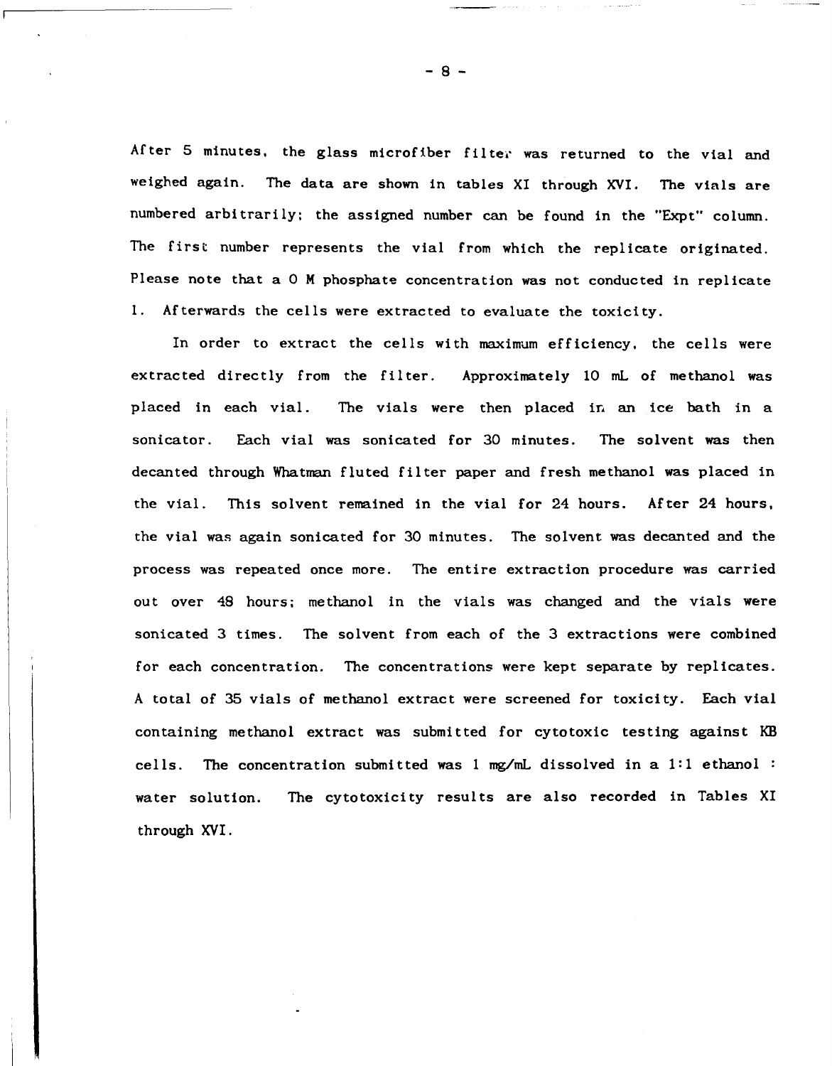After 5 minutes, the glass microfiber filter was returned to the vial and weighed again. The data are shown in tables XI through XVI. The vials are numbered arbitrarily; the assigned number can be found in the "Expt" column. The first number represents the vial from which the replicate originated. Please note that a 0 M phosphate concentration was not conducted in replicate 1. Afterwards the cells were extracted to evaluate the toxicity.

In order to extract the cells with maximum efficiency, the cells were extracted directly from the filter. Approximately 10 mL of methanol was placed in each vial. The vials were then placed in an ice bath in a sonicator. Each vial was sonicated for 30 minutes. The solvent was then decanted through Whatman fluted filter paper and fresh methanol was placed in the vial. This solvent remained in the vial for 24 hours. After 24 hours, the vial was again sonicated for 30 minutes. The solvent was decanted and the process was repeated once more. The entire extraction procedure was carried out over 48 hours; methanol in the vials was changed and the vials were sonicated 3 times. The solvent from each of the 3 extractions were combined for each concentration. The concentrations were kept separate by replicates. A total of 35 vials of methanol extract were screened for toxicity. Each vial containing methanol extract was submitted for cytotoxic testing against KB cells. The concentration submitted was 1 mg/mL dissolved in a 1:1 ethanol : water solution. The cytotoxicity results are also recorded in Tables XI through XVI.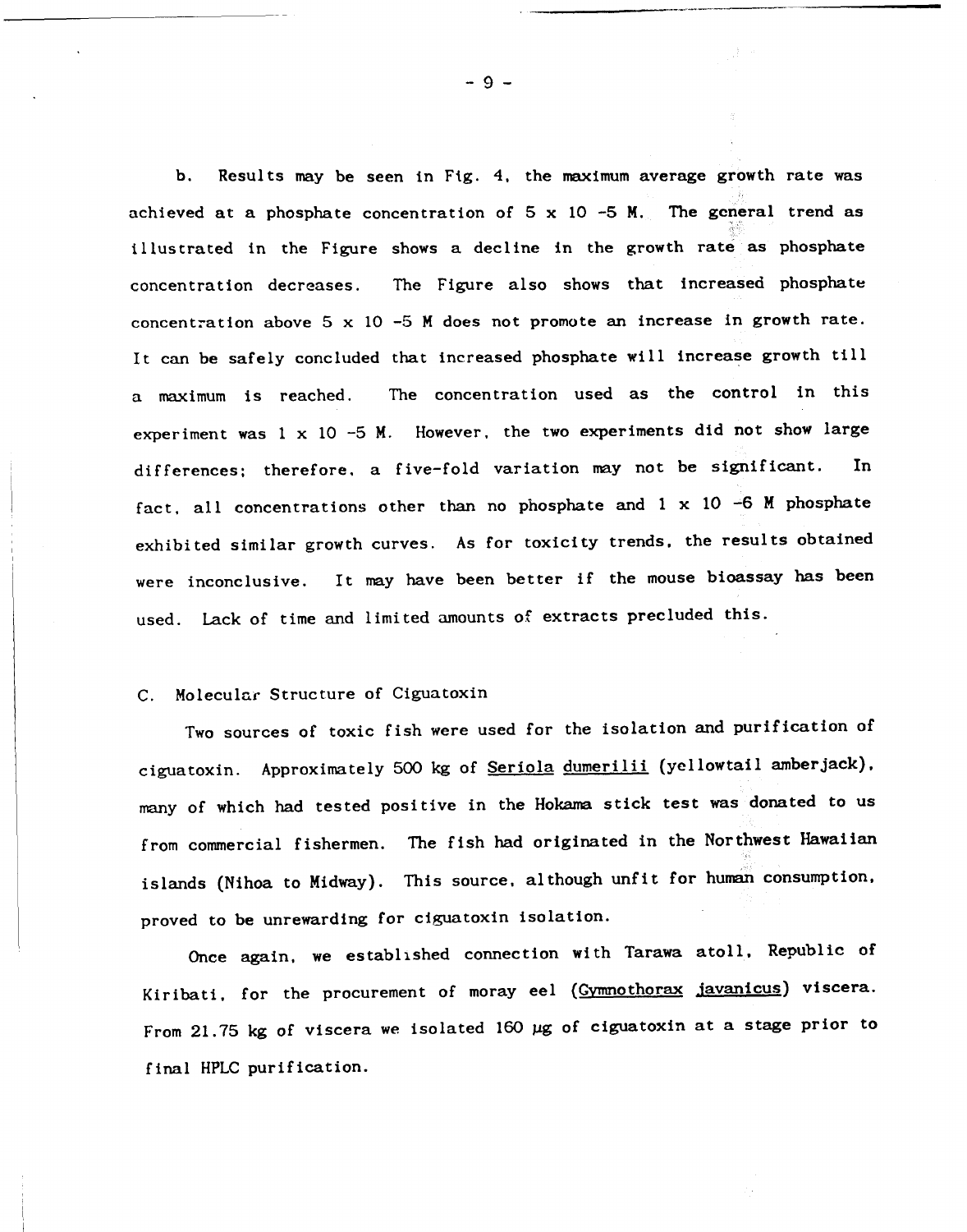b. Results may be seen in Fig. 4, the maximum average growth rate was achieved at a phosphate concentration of $5 \times 10^{-5}$ M. The general trend as illustrated in the Figure shows a decline in the growth rate as phosphate concentration decreases. The Figure also shows that increased phosphate concentration above $5 \times 10^{-5}$ M does not promote an increase in growth rate. It can be safely concluded that increased phosphate will increase growth till a maximum is reached. The concentration used as the control in this experiment was $1 \times 10^{-5}$ M. However, the two experiments did not show large differences; therefore, a five-fold variation may not be significant. In fact, all concentrations other than no phosphate and $1 \times 10^{-6}$ M phosphate exhibited similar growth curves. As for toxicity trends, the results obtained were inconclusive. It may have been better if the mouse bioassay has been used. Lack of time and limited amounts of extracts precluded this.

C. Molecular Structure of Ciguatoxin

Two sources of toxic fish were used for the isolation and purification of ciguatoxin. Approximately 500 kg of Seriola dumerilii (yellowtail amberjack), many of which had tested positive in the Hokama stick test was donated to us from commercial fishermen. The fish had originated in the Northwest Hawaiian islands (Nihoa to Midway). This source, although unfit for human consumption, proved to be unrewarding for ciguatoxin isolation.

Once again, we established connection with Tarawa atoll, Republic of Kiribati, for the procurement of moray eel (Gymnothorax javanicus) viscera. From 21.75 kg of viscera we isolated 160 μg of ciguatoxin at a stage prior to final HPLC purification.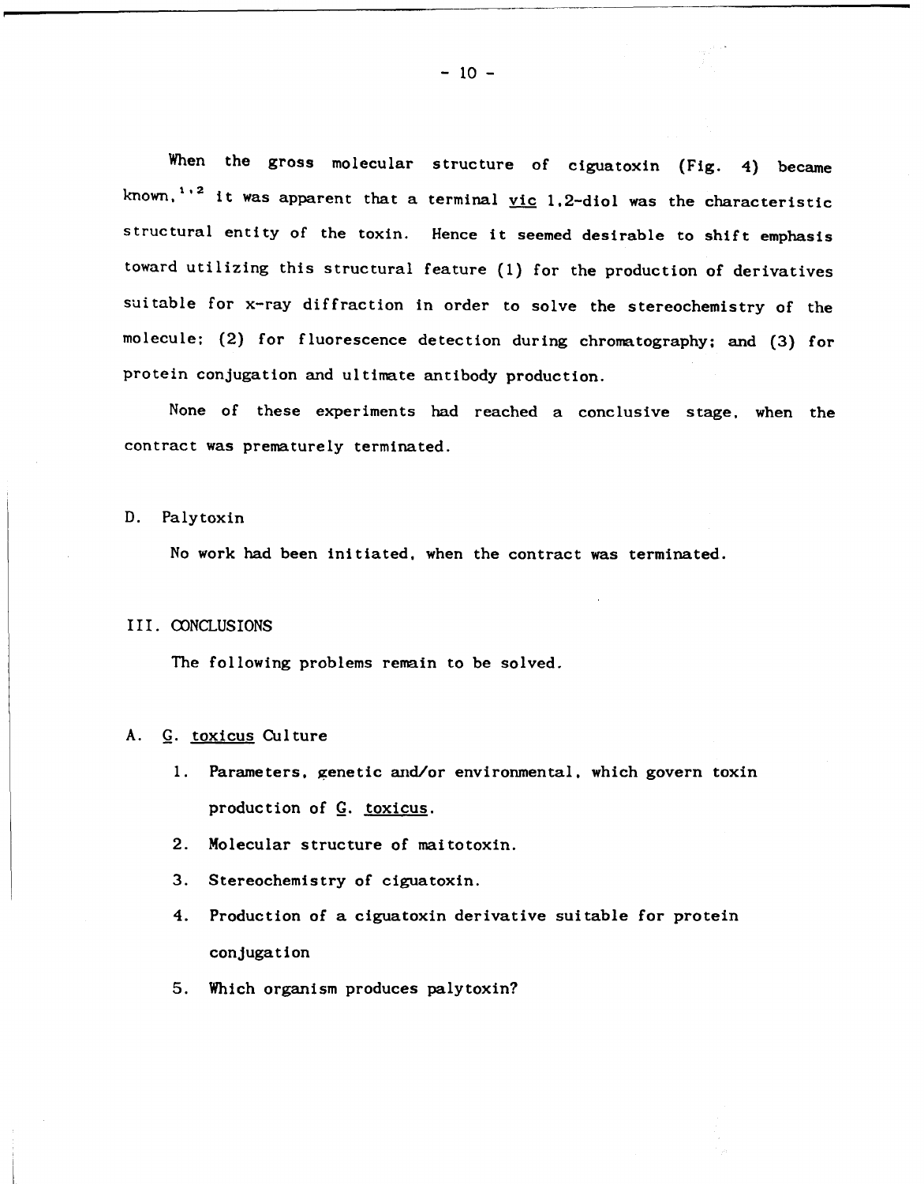When the gross molecular structure of ciguatoxin (Fig. 4) became known,[1,2] it was apparent that a terminal vic 1,2-diol was the characteristic structural entity of the toxin. Hence it seemed desirable to shift emphasis toward utilizing this structural feature (1) for the production of derivatives suitable for x-ray diffraction in order to solve the stereochemistry of the molecule; (2) for fluorescence detection during chromatography; and (3) for protein conjugation and ultimate antibody production.

None of these experiments had reached a conclusive stage, when the contract was prematurely terminated.

### D. Palytoxin

No work had been initiated, when the contract was terminated.

## III. CONCLUSIONS

The following problems remain to be solved.

### A. G. toxicus Culture

1. Parameters, genetic and/or environmental, which govern toxin production of G. toxicus.
2. Molecular structure of maitotoxin.
3. Stereochemistry of ciguatoxin.
4. Production of a ciguatoxin derivative suitable for protein conjugation
5. Which organism produces palytoxin?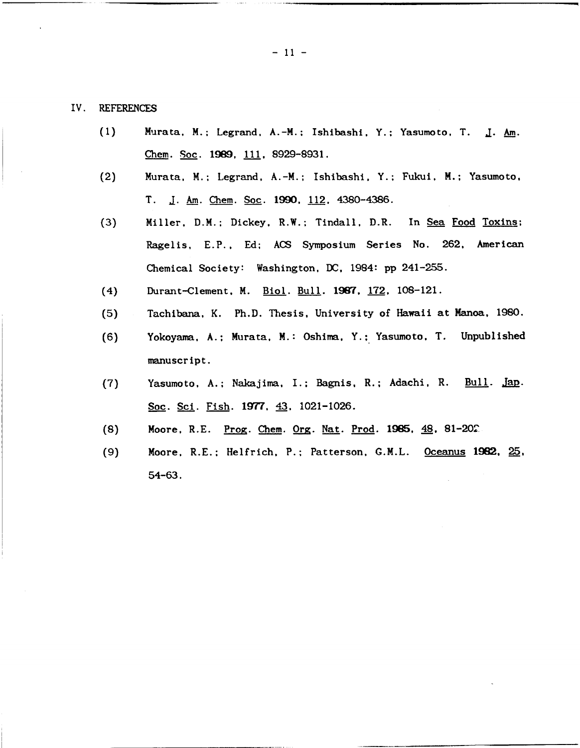## IV. REFERENCES

(1) Murata, M.; Legrand, A.-M.; Ishibashi, Y.; Yasumoto, T. J. Am. Chem. Soc. **1989**, 111, 8929-8931.

(2) Murata, M.; Legrand, A.-M.; Ishibashi, Y.; Fukui, M.; Yasumoto, T. J. Am. Chem. Soc. **1990**, 112, 4380-4386.

(3) Miller, D.M.; Dickey, R.W.; Tindall, D.R. In Sea Food Toxins; Ragelis, E.P., Ed; ACS Symposium Series No. 262, American Chemical Society: Washington, DC, 1984: pp 241-255.

(4) Durant-Clement, M. Biol. Bull. **1987**, 172, 108-121.

(5) Tachibana, K. Ph.D. Thesis, University of Hawaii at Manoa, 1980.

(6) Yokoyama, A.; Murata, M.: Oshima, Y.; Yasumoto, T. Unpublished manuscript.

(7) Yasumoto, A.; Nakajima, I.; Bagnis, R.; Adachi, R. Bull. Jap. Soc. Sci. Fish. **1977**, 43, 1021-1026.

(8) Moore, R.E. Prog. Chem. Org. Nat. Prod. **1985**, 48, 81-202.

(9) Moore, R.E.; Helfrich, P.; Patterson, G.M.L. Oceanus **1982**, 25, 54-63.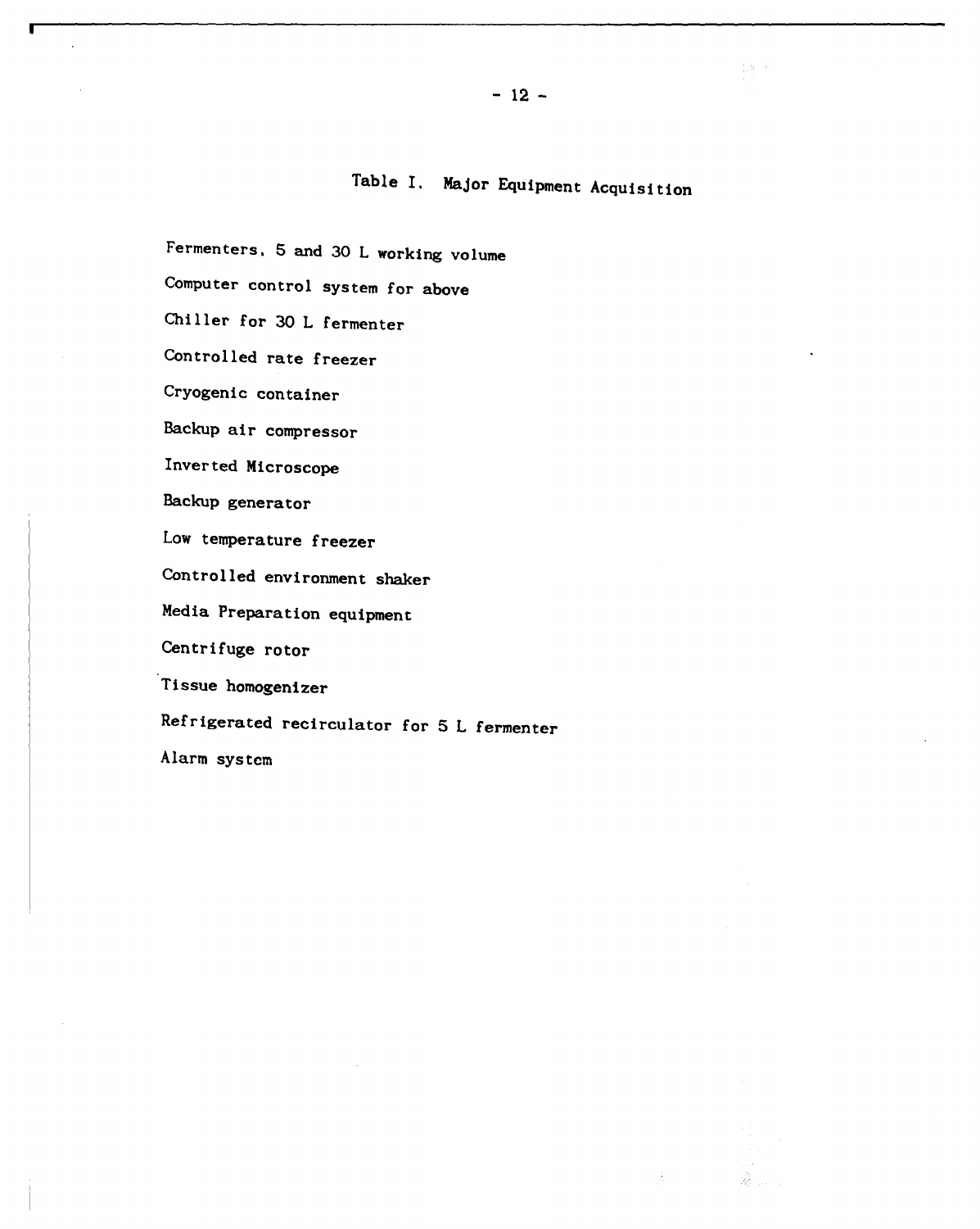## Table I. Major Equipment Acquisition

Fermenters, 5 and 30 L working volume

Computer control system for above

Chiller for 30 L fermenter

Controlled rate freezer

Cryogenic container

Backup air compressor

Inverted Microscope

Backup generator

Low temperature freezer

Controlled environment shaker

Media Preparation equipment

Centrifuge rotor

Tissue homogenizer

Refrigerated recirculator for 5 L fermenter

Alarm system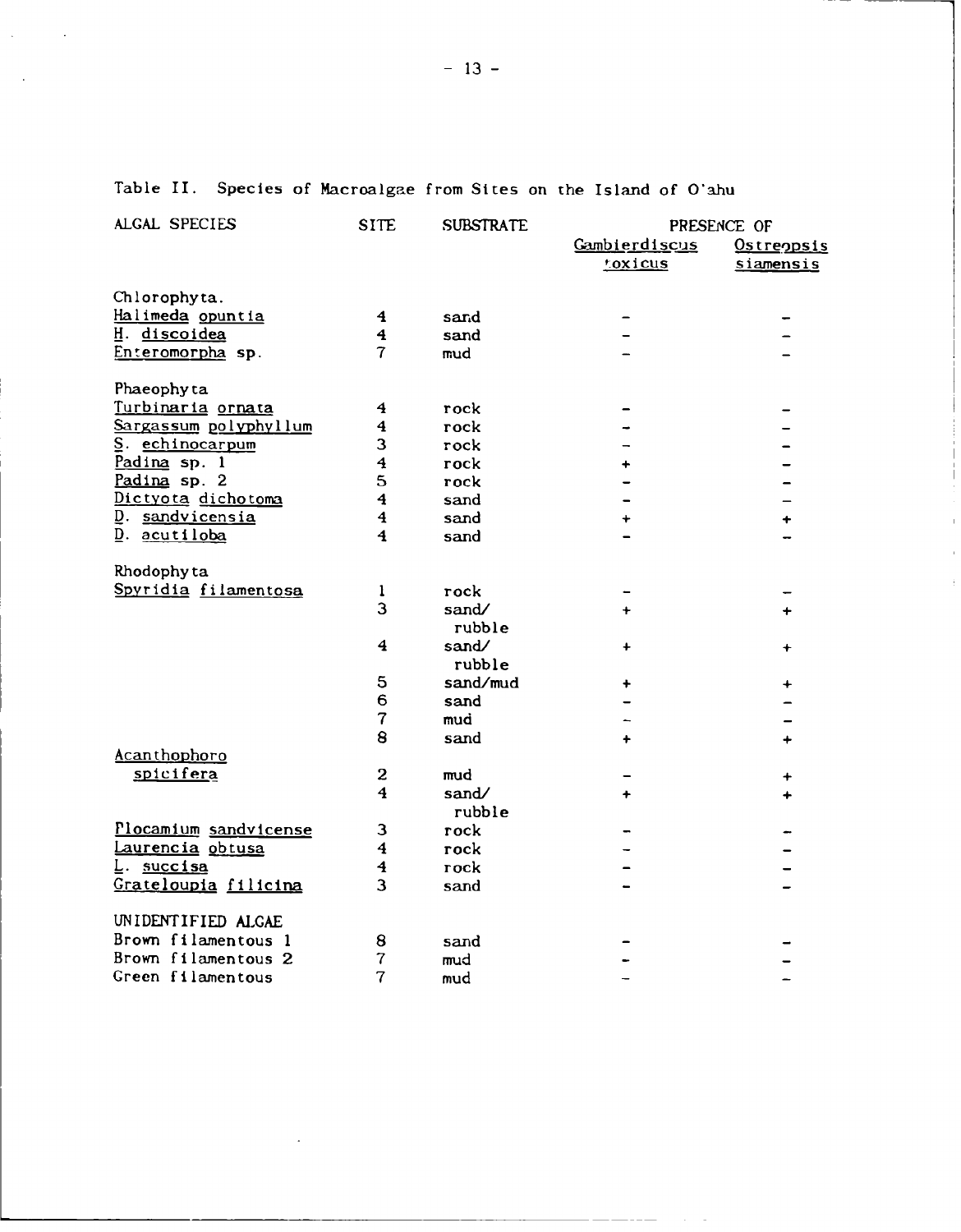Table II. Species of Macroalgae from Sites on the Island of O'ahu

| ALGAL SPECIES | SITE | SUBSTRATE | PRESENCE OF | |
|---|---|---|---|---|
| | | | *Gambierdiscus toxicus* | *Ostreopsis siamensis* |
| Chlorophyta. | | | | |
| *Halimeda opuntia* | 4 | sand | - | - |
| *H. discoidea* | 4 | sand | - | - |
| *Enteromorpha* sp. | 7 | mud | - | - |
| Phaeophyta | | | | |
| *Turbinaria ornata* | 4 | rock | - | - |
| *Sargassum polyphyllum* | 4 | rock | - | - |
| *S. echinocarpum* | 3 | rock | - | - |
| *Padina* sp. 1 | 4 | rock | + | - |
| *Padina* sp. 2 | 5 | rock | - | - |
| *Dictyota dichotoma* | 4 | sand | - | - |
| *D. sandvicensia* | 4 | sand | + | + |
| *D. acutiloba* | 4 | sand | - | - |
| Rhodophyta | | | | |
| *Spyridia filamentosa* | 1 | rock | - | - |
| | 3 | sand/ rubble | + | + |
| | 4 | sand/ rubble | + | + |
| | 5 | sand/mud | + | + |
| | 6 | sand | - | - |
| | 7 | mud | - | - |
| | 8 | sand | + | + |
| *Acanthophoro spicifera* | 2 | mud | - | + |
| | 4 | sand/ rubble | + | + |
| *Plocamium sandvicense* | 3 | rock | - | - |
| *Laurencia obtusa* | 4 | rock | - | - |
| *L. succisa* | 4 | rock | - | - |
| *Grateloupia filicina* | 3 | sand | - | - |
| UNIDENTIFIED ALGAE | | | | |
| Brown filamentous 1 | 8 | sand | - | - |
| Brown filamentous 2 | 7 | mud | - | - |
| Green filamentous | 7 | mud | - | - |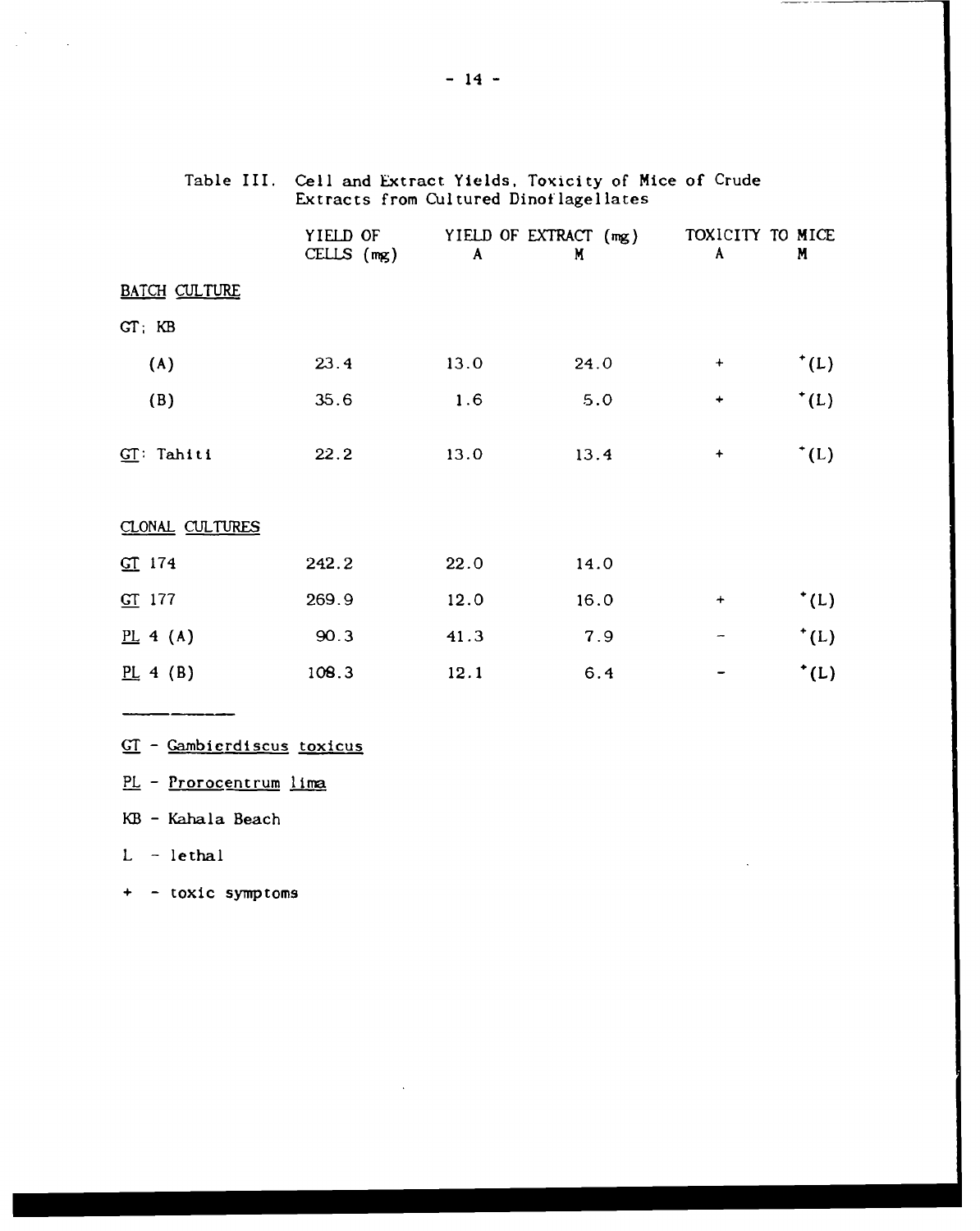Table III. Cell and Extract Yields, Toxicity of Mice of Crude Extracts from Cultured Dinoflagellates

| | YIELD OF CELLS (mg) | YIELD OF EXTRACT (mg) | | TOXICITY TO MICE | |
|---|---|---|---|---|---|
| | | A | M | A | M |
| <u>BATCH CULTURE</u> | | | | | |
| GT; KB | | | | | |
| (A) | 23.4 | 13.0 | 24.0 | + | +(L) |
| (B) | 35.6 | 1.6 | 5.0 | + | +(L) |
| <u>GT</u>: Tahiti | 22.2 | 13.0 | 13.4 | + | +(L) |
| <u>CLONAL CULTURES</u> | | | | | |
| <u>GT</u> 174 | 242.2 | 22.0 | 14.0 | | |
| <u>GT</u> 177 | 269.9 | 12.0 | 16.0 | + | +(L) |
| <u>PL</u> 4 (A) | 90.3 | 41.3 | 7.9 | − | +(L) |
| <u>PL</u> 4 (B) | 108.3 | 12.1 | 6.4 | − | +(L) |

<u>GT</u> - <u>Gambierdiscus toxicus</u>

<u>PL</u> - <u>Prorocentrum lima</u>

KB - Kahala Beach

L - lethal

\+ - toxic symptoms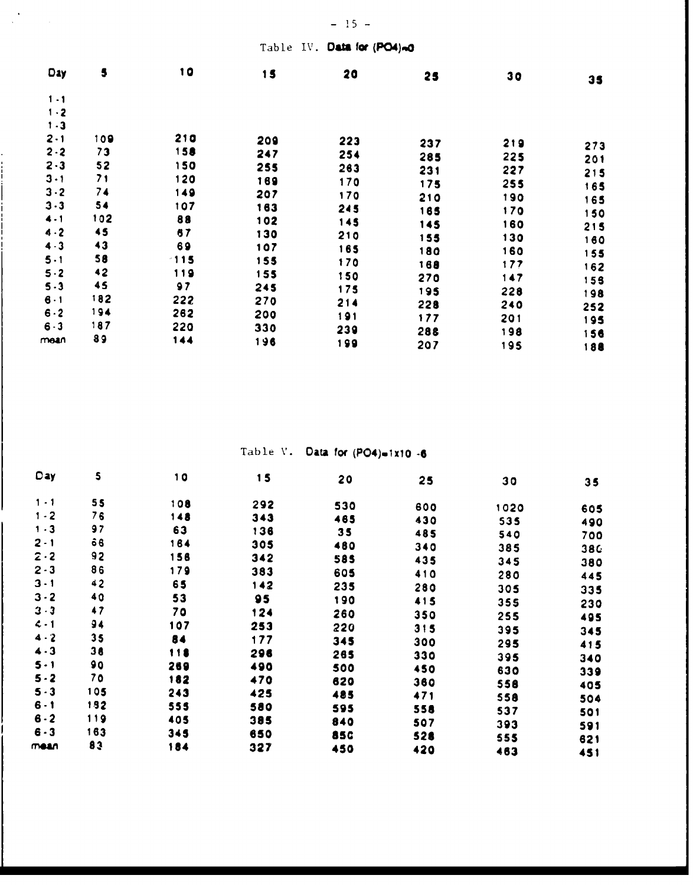Table IV. **Data for $(PO_4)=0$**

| Day | 5 | 10 | 15 | 20 | 25 | 30 | 35 |
|---|---|---|---|---|---|---|---|
| 1-1 | | | | | | | |
| 1-2 | | | | | | | |
| 1-3 | | | | | | | |
| 2-1 | 109 | 210 | 209 | 223 | 237 | 219 | 273 |
| 2-2 | 73 | 158 | 247 | 254 | 285 | 225 | 201 |
| 2-3 | 52 | 150 | 255 | 263 | 231 | 227 | 215 |
| 3-1 | 71 | 120 | 169 | 170 | 175 | 255 | 165 |
| 3-2 | 74 | 149 | 207 | 170 | 210 | 190 | 165 |
| 3-3 | 54 | 107 | 163 | 245 | 165 | 170 | 150 |
| 4-1 | 102 | 88 | 102 | 145 | 145 | 160 | 215 |
| 4-2 | 45 | 67 | 130 | 210 | 155 | 130 | 160 |
| 4-3 | 43 | 69 | 107 | 165 | 180 | 160 | 155 |
| 5-1 | 58 | 115 | 155 | 170 | 168 | 177 | 162 |
| 5-2 | 42 | 119 | 155 | 150 | 270 | 147 | 159 |
| 5-3 | 45 | 97 | 245 | 175 | 195 | 228 | 198 |
| 6-1 | 182 | 222 | 270 | 214 | 228 | 240 | 252 |
| 6-2 | 194 | 262 | 200 | 191 | 177 | 201 | 195 |
| 6-3 | 187 | 220 | 330 | 239 | 288 | 198 | 156 |
| mean | 89 | 144 | 196 | 199 | 207 | 195 | 188 |

Table V. **Data for $(PO_4)=1 \times 10^{-6}$**

| Day | 5 | 10 | 15 | 20 | 25 | 30 | 35 |
|---|---|---|---|---|---|---|---|
| 1-1 | 55 | 108 | 292 | 530 | 600 | 1020 | 605 |
| 1-2 | 76 | 148 | 343 | 465 | 430 | 535 | 490 |
| 1-3 | 97 | 63 | 136 | 35 | 485 | 540 | 700 |
| 2-1 | 68 | 164 | 305 | 480 | 340 | 385 | 380 |
| 2-2 | 92 | 158 | 342 | 585 | 435 | 345 | 380 |
| 2-3 | 86 | 179 | 383 | 605 | 410 | 280 | 445 |
| 3-1 | 42 | 65 | 142 | 235 | 280 | 305 | 335 |
| 3-2 | 40 | 53 | 95 | 190 | 415 | 355 | 230 |
| 3-3 | 47 | 70 | 124 | 260 | 350 | 255 | 495 |
| 4-1 | 94 | 107 | 253 | 220 | 315 | 395 | 345 |
| 4-2 | 35 | 84 | 177 | 345 | 300 | 295 | 415 |
| 4-3 | 38 | 118 | 296 | 265 | 330 | 395 | 340 |
| 5-1 | 90 | 269 | 490 | 500 | 450 | 630 | 339 |
| 5-2 | 70 | 182 | 470 | 620 | 360 | 558 | 405 |
| 5-3 | 105 | 243 | 425 | 485 | 471 | 558 | 504 |
| 6-1 | 192 | 555 | 580 | 595 | 558 | 537 | 501 |
| 6-2 | 119 | 405 | 385 | 840 | 507 | 393 | 591 |
| 6-3 | 163 | 345 | 650 | 850 | 528 | 555 | 621 |
| mean | 83 | 184 | 327 | 450 | 420 | 463 | 451 |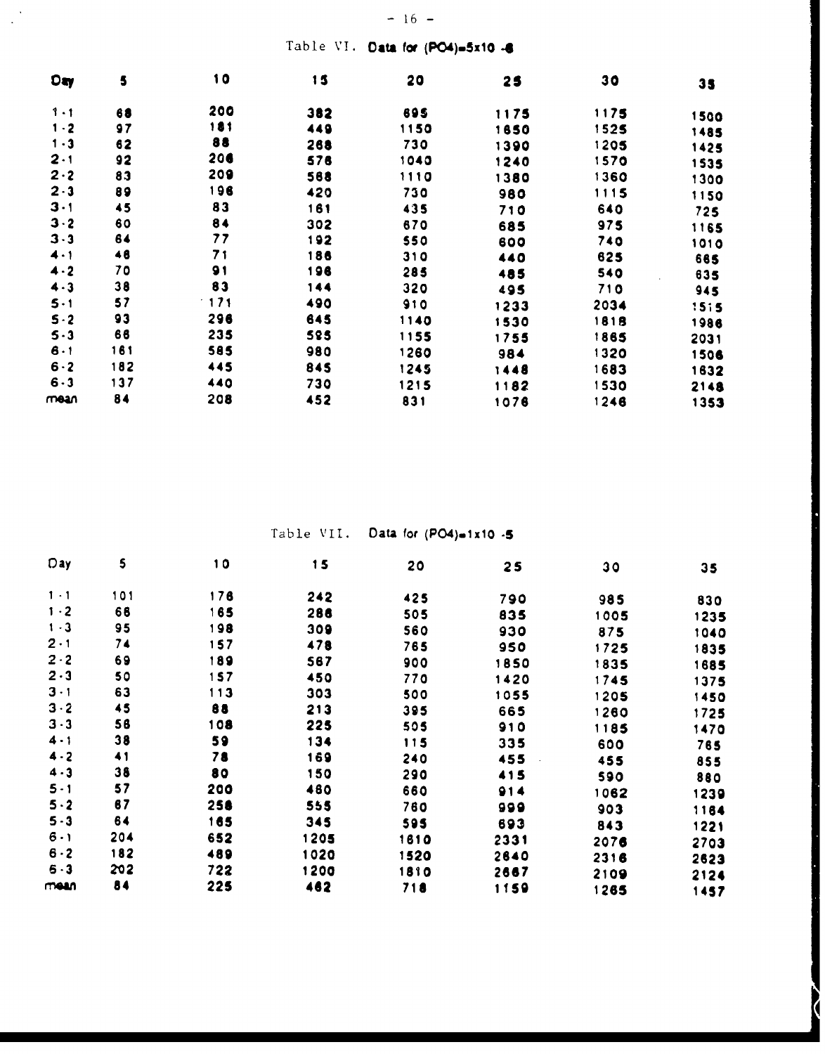Table VI. **Data for (PO4)=5x10 -6**

| Day | 5 | 10 | 15 | 20 | 25 | 30 | 35 |
|---|---|---|---|---|---|---|---|
| 1-1 | 68 | 200 | 382 | 695 | 1175 | 1175 | 1500 |
| 1-2 | 97 | 181 | 449 | 1150 | 1650 | 1525 | 1485 |
| 1-3 | 62 | 88 | 268 | 730 | 1390 | 1205 | 1425 |
| 2-1 | 92 | 206 | 576 | 1040 | 1240 | 1570 | 1535 |
| 2-2 | 83 | 209 | 568 | 1110 | 1380 | 1360 | 1300 |
| 2-3 | 89 | 196 | 420 | 730 | 980 | 1115 | 1150 |
| 3-1 | 45 | 83 | 161 | 435 | 710 | 640 | 725 |
| 3-2 | 60 | 84 | 302 | 670 | 685 | 975 | 1165 |
| 3-3 | 64 | 77 | 192 | 550 | 600 | 740 | 1010 |
| 4-1 | 48 | 71 | 186 | 310 | 440 | 625 | 665 |
| 4-2 | 70 | 91 | 196 | 285 | 485 | 540 | 635 |
| 4-3 | 38 | 83 | 144 | 320 | 495 | 710 | 945 |
| 5-1 | 57 | 171 | 490 | 910 | 1233 | 2034 | 1515 |
| 5-2 | 93 | 296 | 645 | 1140 | 1530 | 1818 | 1986 |
| 5-3 | 66 | 235 | 595 | 1155 | 1755 | 1865 | 2031 |
| 6-1 | 161 | 585 | 980 | 1260 | 984 | 1320 | 1506 |
| 6-2 | 182 | 445 | 845 | 1245 | 1448 | 1683 | 1632 |
| 6-3 | 137 | 440 | 730 | 1215 | 1182 | 1530 | 2148 |
| mean | 84 | 208 | 452 | 831 | 1076 | 1246 | 1353 |

Table VII. **Data for (PO4)=1x10 -5**

| Day | 5 | 10 | 15 | 20 | 25 | 30 | 35 |
|---|---|---|---|---|---|---|---|
| 1-1 | 101 | 176 | 242 | 425 | 790 | 985 | 830 |
| 1-2 | 66 | 165 | 286 | 505 | 835 | 1005 | 1235 |
| 1-3 | 95 | 198 | 309 | 560 | 930 | 875 | 1040 |
| 2-1 | 74 | 157 | 478 | 765 | 950 | 1725 | 1835 |
| 2-2 | 69 | 189 | 567 | 900 | 1850 | 1835 | 1685 |
| 2-3 | 50 | 157 | 450 | 770 | 1420 | 1745 | 1375 |
| 3-1 | 63 | 113 | 303 | 500 | 1055 | 1205 | 1450 |
| 3-2 | 45 | 88 | 213 | 395 | 665 | 1260 | 1725 |
| 3-3 | 58 | 108 | 225 | 505 | 910 | 1185 | 1470 |
| 4-1 | 38 | 59 | 134 | 115 | 335 | 600 | 765 |
| 4-2 | 41 | 78 | 169 | 240 | 455 | 455 | 855 |
| 4-3 | 38 | 80 | 150 | 290 | 415 | 590 | 880 |
| 5-1 | 57 | 200 | 480 | 660 | 914 | 1062 | 1239 |
| 5-2 | 87 | 258 | 555 | 760 | 999 | 903 | 1184 |
| 5-3 | 64 | 165 | 345 | 595 | 693 | 843 | 1221 |
| 6-1 | 204 | 652 | 1205 | 1610 | 2331 | 2076 | 2703 |
| 6-2 | 182 | 489 | 1020 | 1520 | 2640 | 2316 | 2623 |
| 6-3 | 202 | 722 | 1200 | 1810 | 2667 | 2109 | 2124 |
| mean | 84 | 225 | 462 | 718 | 1159 | 1265 | 1457 |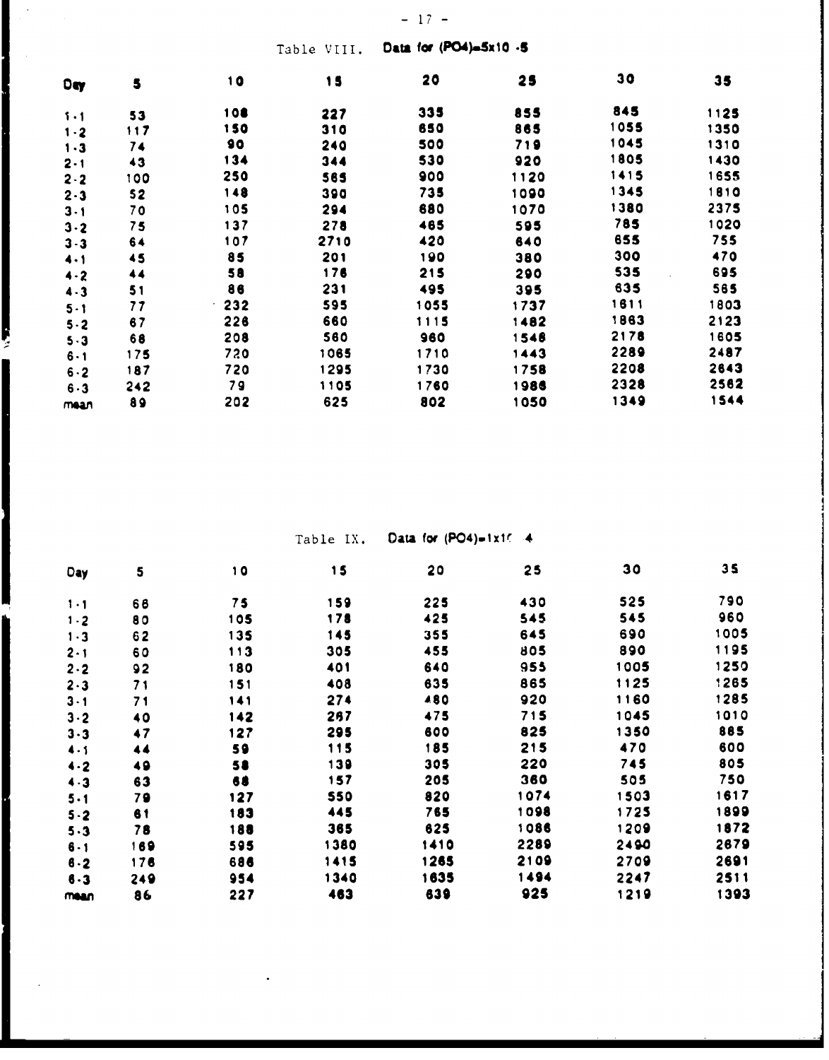Table VIII. **Data for $(PO_4)=5x10^{-5}$**

| Day | 5 | 10 | 15 | 20 | 25 | 30 | 35 |
|---|---|---|---|---|---|---|---|
| 1-1 | 53 | 108 | 227 | 335 | 855 | 845 | 1125 |
| 1-2 | 117 | 150 | 310 | 650 | 865 | 1055 | 1350 |
| 1-3 | 74 | 90 | 240 | 500 | 719 | 1045 | 1310 |
| 2-1 | 43 | 134 | 344 | 530 | 920 | 1805 | 1430 |
| 2-2 | 100 | 250 | 565 | 900 | 1120 | 1415 | 1655 |
| 2-3 | 52 | 148 | 390 | 735 | 1090 | 1345 | 1810 |
| 3-1 | 70 | 105 | 294 | 680 | 1070 | 1380 | 2375 |
| 3-2 | 75 | 137 | 278 | 465 | 595 | 785 | 1020 |
| 3-3 | 64 | 107 | 2710 | 420 | 640 | 655 | 755 |
| 4-1 | 45 | 85 | 201 | 190 | 380 | 300 | 470 |
| 4-2 | 44 | 58 | 176 | 215 | 290 | 535 | 695 |
| 4-3 | 51 | 86 | 231 | 495 | 395 | 635 | 565 |
| 5-1 | 77 | 232 | 595 | 1055 | 1737 | 1611 | 1803 |
| 5-2 | 67 | 226 | 660 | 1115 | 1482 | 1863 | 2123 |
| 5-3 | 68 | 208 | 560 | 960 | 1548 | 2178 | 1605 |
| 6-1 | 175 | 720 | 1065 | 1710 | 1443 | 2289 | 2487 |
| 6-2 | 187 | 720 | 1295 | 1730 | 1758 | 2208 | 2643 |
| 6-3 | 242 | 79 | 1105 | 1760 | 1986 | 2328 | 2562 |
| mean | 89 | 202 | 625 | 802 | 1050 | 1349 | 1544 |

Table IX. **Data for $(PO_4)=1x10^{-4}$**

| Day | 5 | 10 | 15 | 20 | 25 | 30 | 35 |
|---|---|---|---|---|---|---|---|
| 1-1 | 66 | 75 | 159 | 225 | 430 | 525 | 790 |
| 1-2 | 80 | 105 | 178 | 425 | 545 | 545 | 960 |
| 1-3 | 62 | 135 | 145 | 355 | 645 | 690 | 1005 |
| 2-1 | 60 | 113 | 305 | 455 | 805 | 890 | 1195 |
| 2-2 | 92 | 180 | 401 | 640 | 955 | 1005 | 1250 |
| 2-3 | 71 | 151 | 408 | 635 | 865 | 1125 | 1265 |
| 3-1 | 71 | 141 | 274 | 480 | 920 | 1160 | 1285 |
| 3-2 | 40 | 142 | 267 | 475 | 715 | 1045 | 1010 |
| 3-3 | 47 | 127 | 295 | 600 | 825 | 1350 | 885 |
| 4-1 | 44 | 59 | 115 | 185 | 215 | 470 | 600 |
| 4-2 | 49 | 58 | 139 | 305 | 220 | 745 | 805 |
| 4-3 | 63 | 68 | 157 | 205 | 360 | 505 | 750 |
| 5-1 | 79 | 127 | 550 | 820 | 1074 | 1503 | 1617 |
| 5-2 | 61 | 183 | 445 | 765 | 1098 | 1725 | 1899 |
| 5-3 | 78 | 188 | 365 | 625 | 1086 | 1209 | 1872 |
| 6-1 | 169 | 595 | 1380 | 1410 | 2289 | 2490 | 2679 |
| 6-2 | 176 | 686 | 1415 | 1265 | 2109 | 2709 | 2691 |
| 6-3 | 249 | 954 | 1340 | 1635 | 1494 | 2247 | 2511 |
| mean | 86 | 227 | 463 | 639 | 925 | 1219 | 1393 |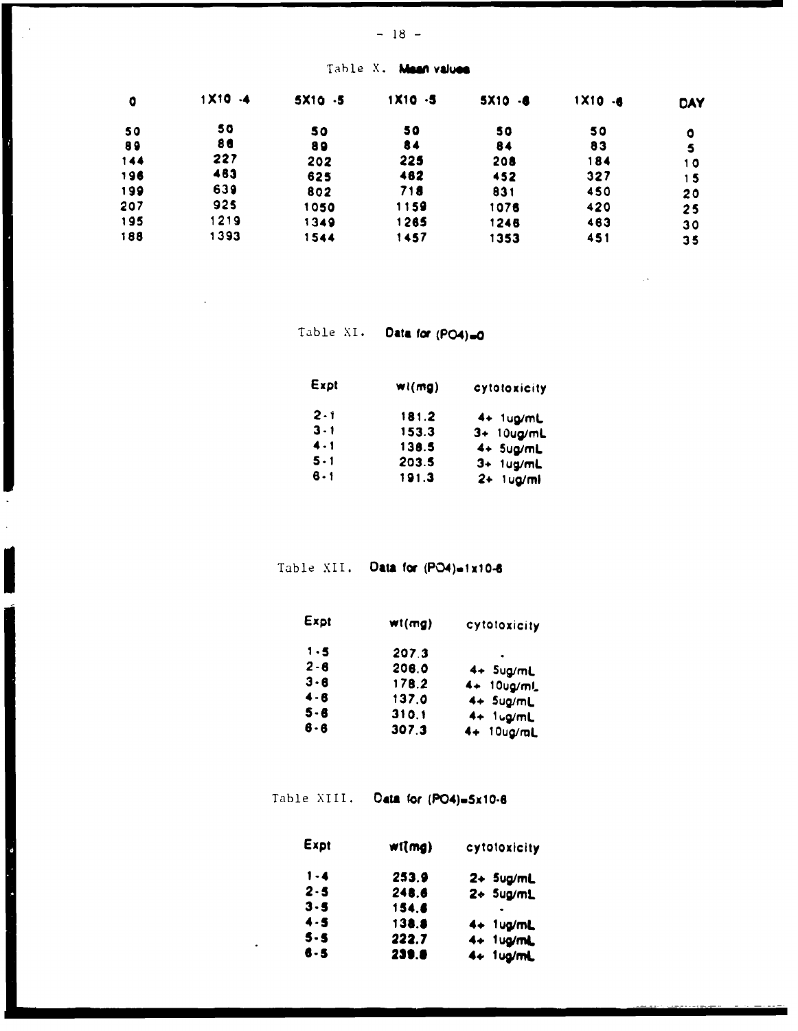Table X. **Mean values**

| 0 | 1X10 -4 | 5X10 -5 | 1X10 -5 | 5X10 -6 | 1X10 -6 | DAY |
|---|---|---|---|---|---|---|
| 50 | 50 | 50 | 50 | 50 | 50 | 0 |
| 89 | 86 | 89 | 84 | 84 | 83 | 5 |
| 144 | 227 | 202 | 225 | 208 | 184 | 10 |
| 196 | 483 | 625 | 462 | 452 | 327 | 15 |
| 199 | 639 | 802 | 718 | 831 | 450 | 20 |
| 207 | 925 | 1050 | 1159 | 1076 | 420 | 25 |
| 195 | 1219 | 1349 | 1265 | 1246 | 463 | 30 |
| 188 | 1393 | 1544 | 1457 | 1353 | 451 | 35 |

Table XI. **Data for (PO4)=0**

| Expt | wt(mg) | cytotoxicity |
|---|---|---|
| 2-1 | 181.2 | 4+ 1ug/mL |
| 3-1 | 153.3 | 3+ 10ug/mL |
| 4-1 | 138.5 | 4+ 5ug/mL |
| 5-1 | 203.5 | 3+ 1ug/mL |
| 6-1 | 191.3 | 2+ 1ug/ml |

Table XII. **Data for (PO4)=1x10-6**

| Expt | wt(mg) | cytotoxicity |
|---|---|---|
| 1-5 | 207.3 | - |
| 2-6 | 206.0 | 4+ 5ug/mL |
| 3-6 | 178.2 | 4+ 10ug/mL |
| 4-6 | 137.0 | 4+ 5ug/mL |
| 5-6 | 310.1 | 4+ 1ug/mL |
| 6-6 | 307.3 | 4+ 10ug/mL |

Table XIII. **Data for (PO4)=5x10-6**

| Expt | wt(mg) | cytotoxicity |
|---|---|---|
| 1-4 | 253.9 | 2+ 5ug/mL |
| 2-5 | 248.6 | 2+ 5ug/mL |
| 3-5 | 154.6 | - |
| 4-5 | 138.8 | 4+ 1ug/mL |
| 5-5 | 222.7 | 4+ 1ug/mL |
| 6-5 | 239.8 | 4+ 1ug/mL |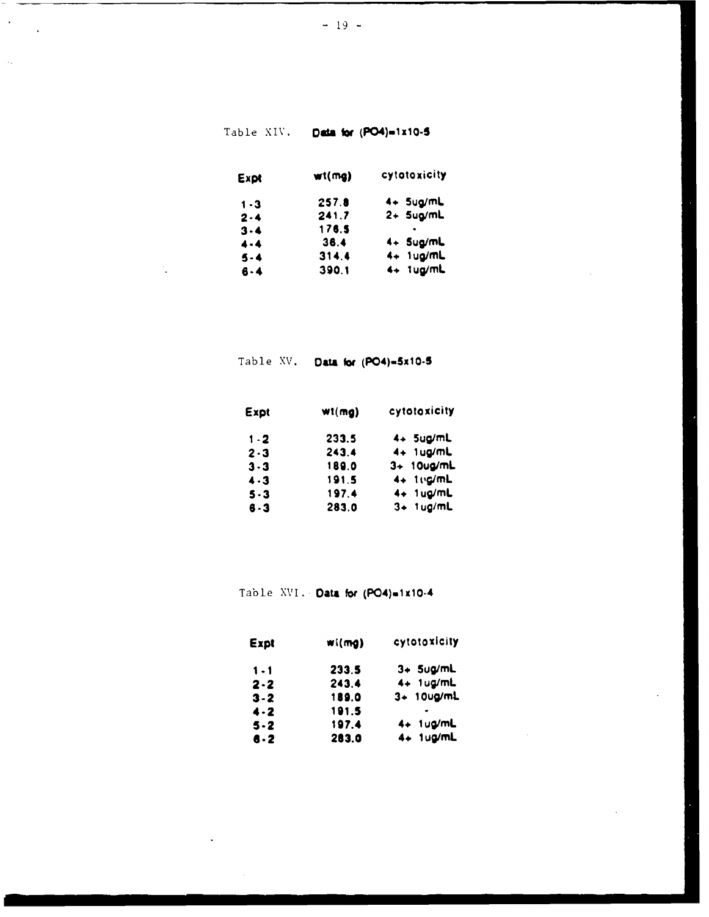Table XIV. **Data for $(PO_4)=1x10^{-5}$**

| Expt | wt(mg) | cytotoxicity |
|---|---|---|
| 1-3 | 257.8 | 4+ 5ug/mL |
| 2-4 | 241.7 | 2+ 5ug/mL |
| 3-4 | 176.5 | - |
| 4-4 | 36.4 | 4+ 5ug/mL |
| 5-4 | 314.4 | 4+ 1ug/mL |
| 6-4 | 390.1 | 4+ 1ug/mL |

Table XV. **Data for $(PO_4)=5x10^{-5}$**

| Expt | wt(mg) | cytotoxicity |
|---|---|---|
| 1-2 | 233.5 | 4+ 5ug/mL |
| 2-3 | 243.4 | 4+ 1ug/mL |
| 3-3 | 189.0 | 3+ 10ug/mL |
| 4-3 | 191.5 | 4+ 1ug/mL |
| 5-3 | 197.4 | 4+ 1ug/mL |
| 6-3 | 283.0 | 3+ 1ug/mL |

Table XVI. **Data for $(PO_4)=1x10^{-4}$**

| Expt | wt(mg) | cytotoxicity |
|---|---|---|
| 1-1 | 233.5 | 3+ 5ug/mL |
| 2-2 | 243.4 | 4+ 1ug/mL |
| 3-2 | 189.0 | 3+ 10ug/mL |
| 4-2 | 191.5 | - |
| 5-2 | 197.4 | 4+ 1ug/mL |
| 6-2 | 283.0 | 4+ 1ug/mL |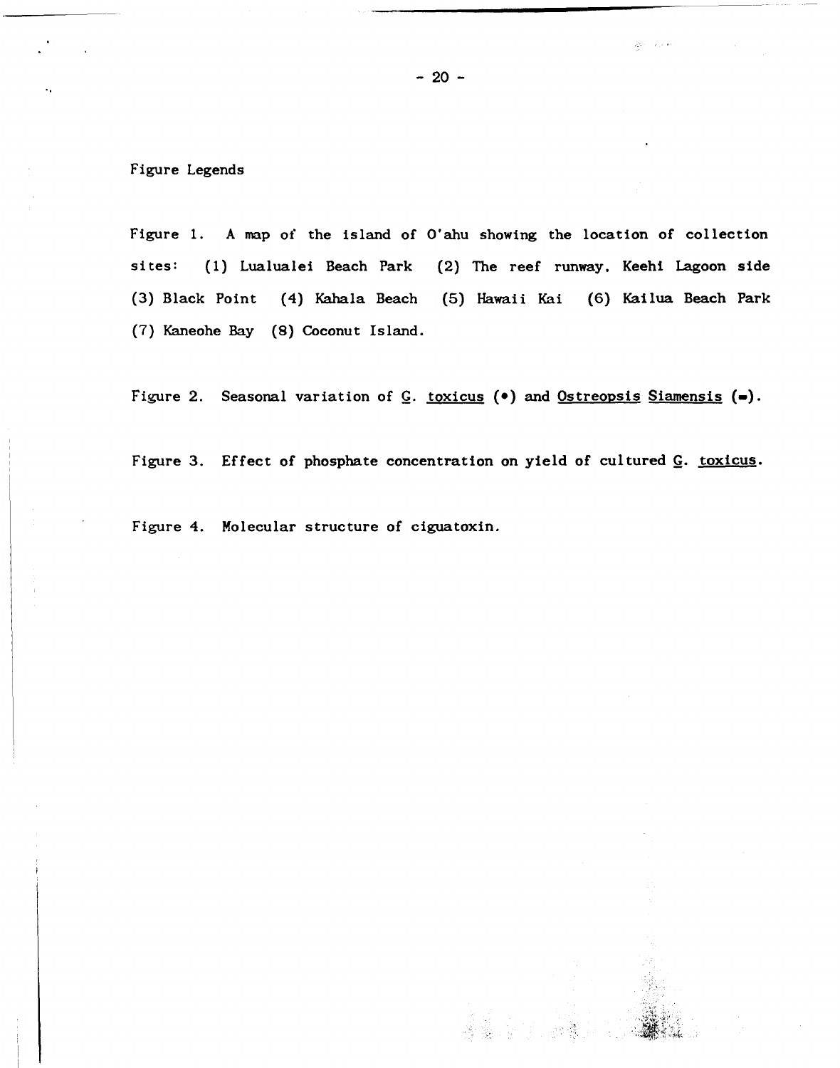## Figure Legends

Figure 1. A map of the island of O'ahu showing the location of collection sites: (1) Lualualei Beach Park (2) The reef runway, Keehi Lagoon side (3) Black Point (4) Kahala Beach (5) Hawaii Kai (6) Kailua Beach Park (7) Kaneohe Bay (8) Coconut Island.

Figure 2. Seasonal variation of *G. toxicus* (•) and *Ostreopsis Siamensis* (▬).

Figure 3. Effect of phosphate concentration on yield of cultured *G. toxicus*.

Figure 4. Molecular structure of ciguatoxin.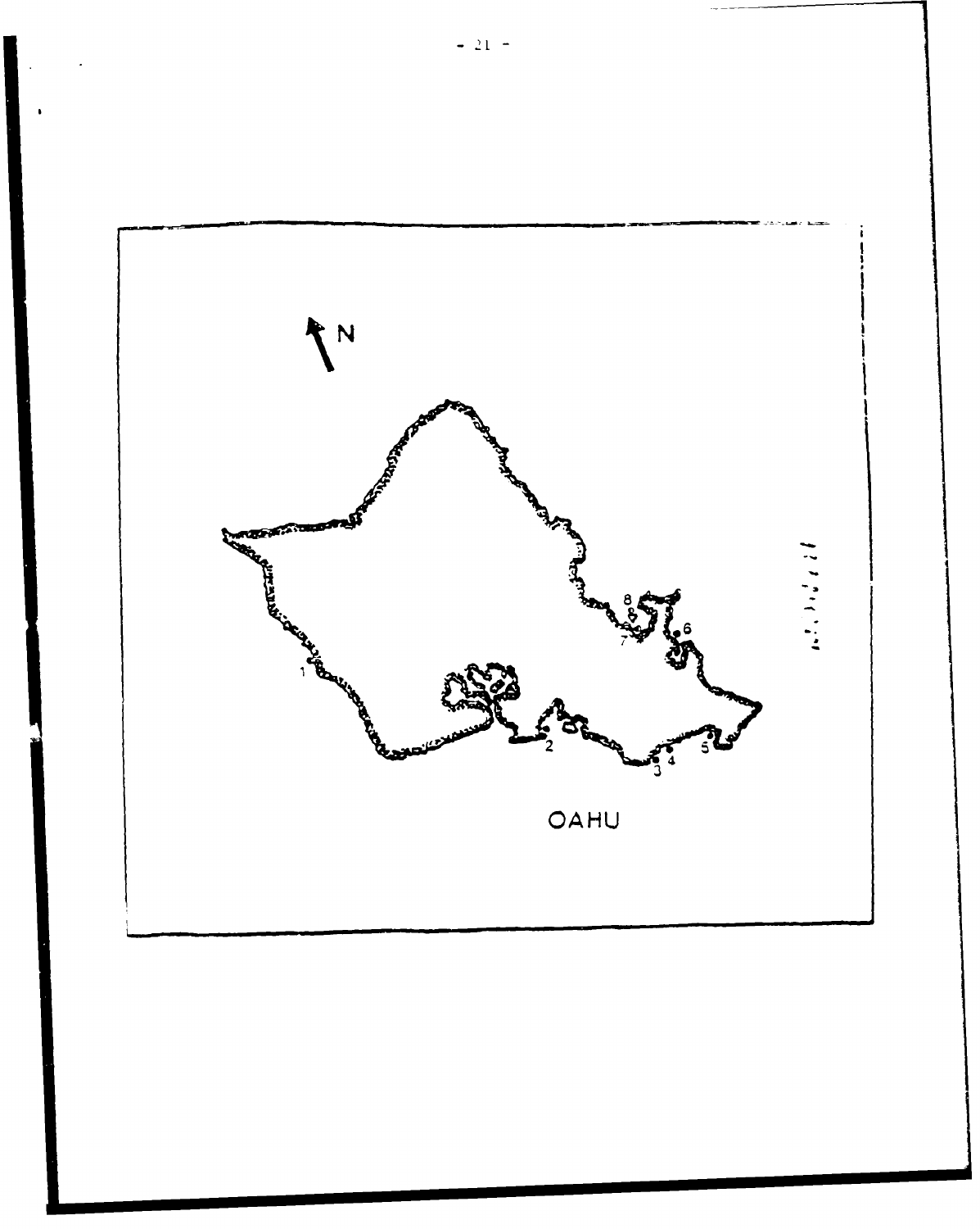N

1

2

3 4

5

6

7

8

OAHU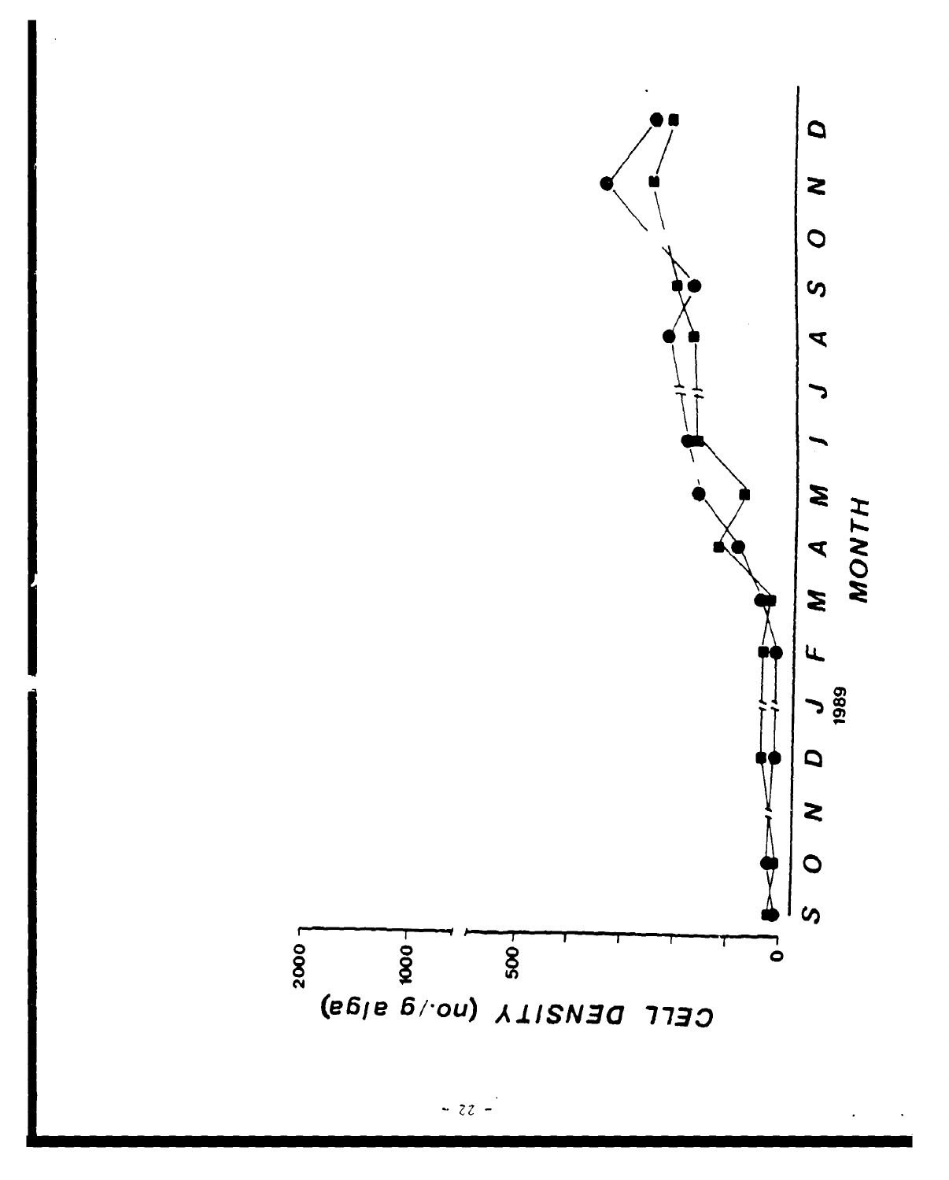CELL DENSITY (no./g alga)

2000

1000

500

0

S O N D J F M A M J J A S O N D

1989

MONTH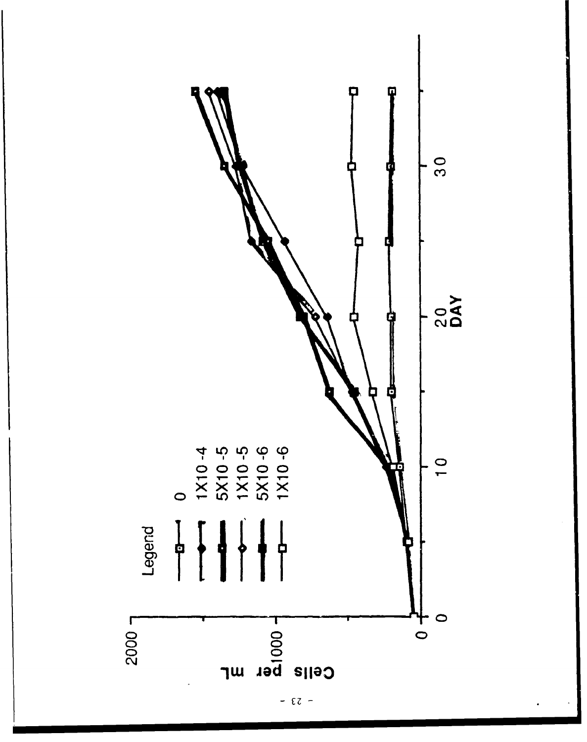Legend

- 0
- 1X10-4
- 5X10-5
- 1X10-5
- 5X10-6
- 1X10-6

Cells per mL

DAY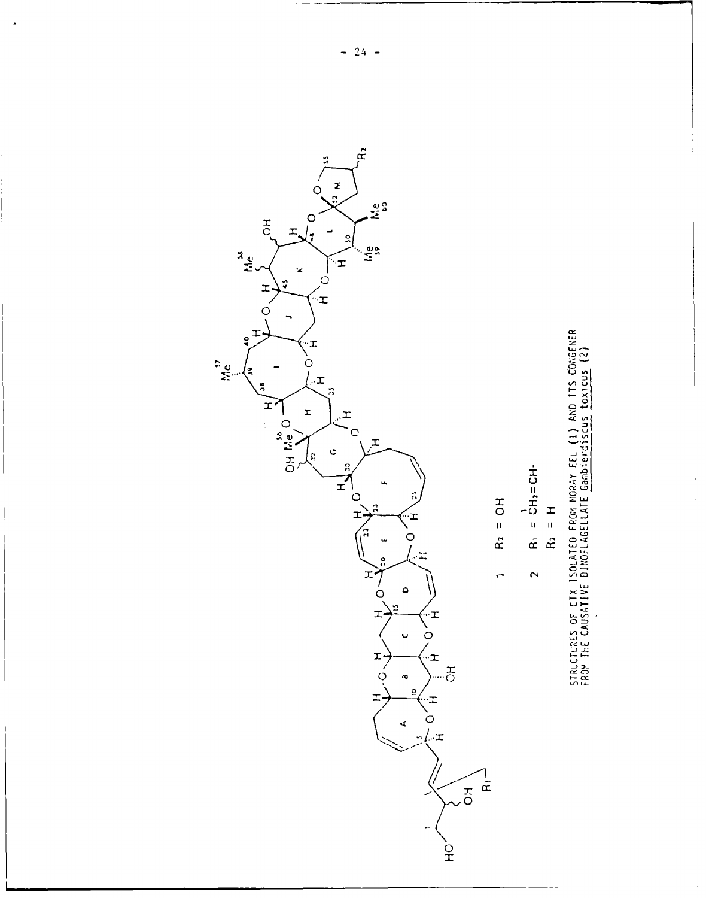1 $R_2$ = OH

2 $R_1$ = $\overset{1}{C}H_2$=CH-

$R_2$ = H

STRUCTURES OF CTX ISOLATED FROM MORAY EEL (1) AND ITS CONGENER FROM THE CAUSATIVE DINOFLAGELLATE *Gambierdiscus toxicus* (2)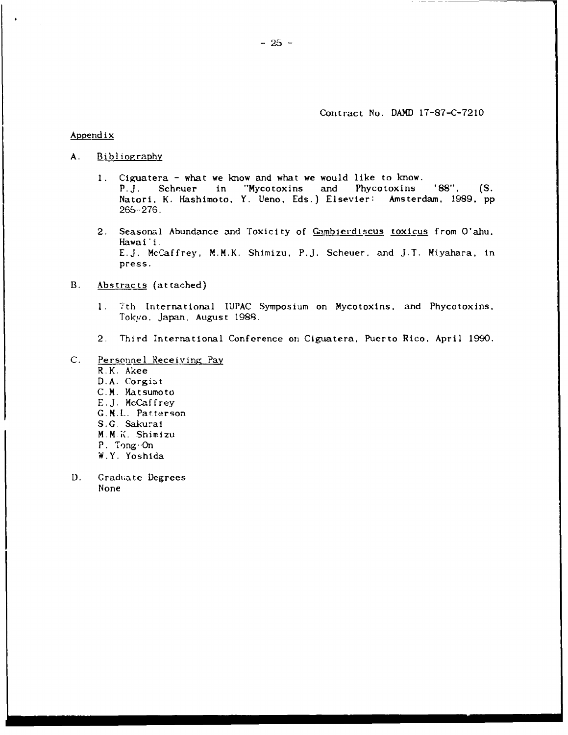Contract No. DAMD 17-87-C-7210

Appendix

A. Bibliography

1. Ciguatera - what we know and what we would like to know.
   P.J. Scheuer in "Mycotoxins and Phycotoxins '88", (S. Natori, K. Hashimoto, Y. Ueno, Eds.) Elsevier: Amsterdam, 1989, pp 265-276.

2. Seasonal Abundance and Toxicity of *Gambierdiscus toxicus* from O'ahu, Hawai'i.
   E.J. McCaffrey, M.M.K. Shimizu, P.J. Scheuer, and J.T. Miyahara, in press.

B. Abstracts (attached)

1. 7th International IUPAC Symposium on Mycotoxins, and Phycotoxins, Tokyo, Japan, August 1988.

2. Third International Conference on Ciguatera, Puerto Rico, April 1990.

C. Personnel Receiving Pay
   R.K. Akee
   D.A. Corgiat
   C.M. Matsumoto
   E.J. McCaffrey
   G.M.L. Patterson
   S.G. Sakurai
   M.M.K. Shimizu
   P. Tong-On
   W.Y. Yoshida

D. Graduate Degrees
   None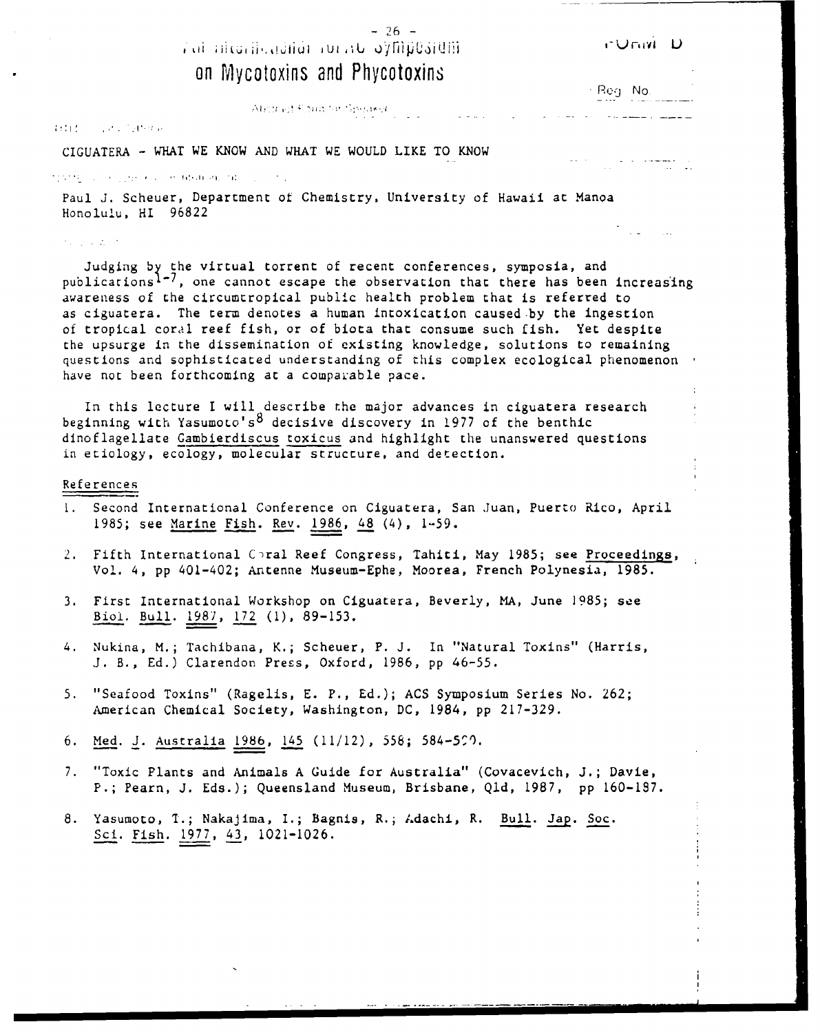# on Mycotoxins and Phycotoxins

FORM D

Reg. No.

CIGUATERA - WHAT WE KNOW AND WHAT WE WOULD LIKE TO KNOW

Paul J. Scheuer, Department of Chemistry, University of Hawaii at Manoa
Honolulu, HI 96822

Judging by the virtual torrent of recent conferences, symposia, and publications[1-7], one cannot escape the observation that there has been increasing awareness of the circumtropical public health problem that is referred to as ciguatera. The term denotes a human intoxication caused by the ingestion of tropical coral reef fish, or of biota that consume such fish. Yet despite the upsurge in the dissemination of existing knowledge, solutions to remaining questions and sophisticated understanding of this complex ecological phenomenon have not been forthcoming at a comparable pace.

In this lecture I will describe the major advances in ciguatera research beginning with Yasumoto's[8] decisive discovery in 1977 of the benthic dinoflagellate Gambierdiscus toxicus and highlight the unanswered questions in etiology, ecology, molecular structure, and detection.

## References

1. Second International Conference on Ciguatera, San Juan, Puerto Rico, April 1985; see Marine Fish. Rev. 1986, 48 (4), 1-59.
2. Fifth International Coral Reef Congress, Tahiti, May 1985; see Proceedings, Vol. 4, pp 401-402; Antenne Museum-Ephe, Moorea, French Polynesia, 1985.
3. First International Workshop on Ciguatera, Beverly, MA, June 1985; see Biol. Bull. 1987, 172 (1), 89-153.
4. Nukina, M.; Tachibana, K.; Scheuer, P. J. In "Natural Toxins" (Harris, J. B., Ed.) Clarendon Press, Oxford, 1986, pp 46-55.
5. "Seafood Toxins" (Ragelis, E. P., Ed.); ACS Symposium Series No. 262; American Chemical Society, Washington, DC, 1984, pp 217-329.
6. Med. J. Australia 1986, 145 (11/12), 558; 584-590.
7. "Toxic Plants and Animals A Guide for Australia" (Covacevich, J.; Davie, P.; Pearn, J. Eds.); Queensland Museum, Brisbane, Qld, 1987, pp 160-187.
8. Yasumoto, T.; Nakajima, I.; Bagnis, R.; Adachi, R. Bull. Jap. Soc. Sci. Fish. 1977, 43, 1021-1026.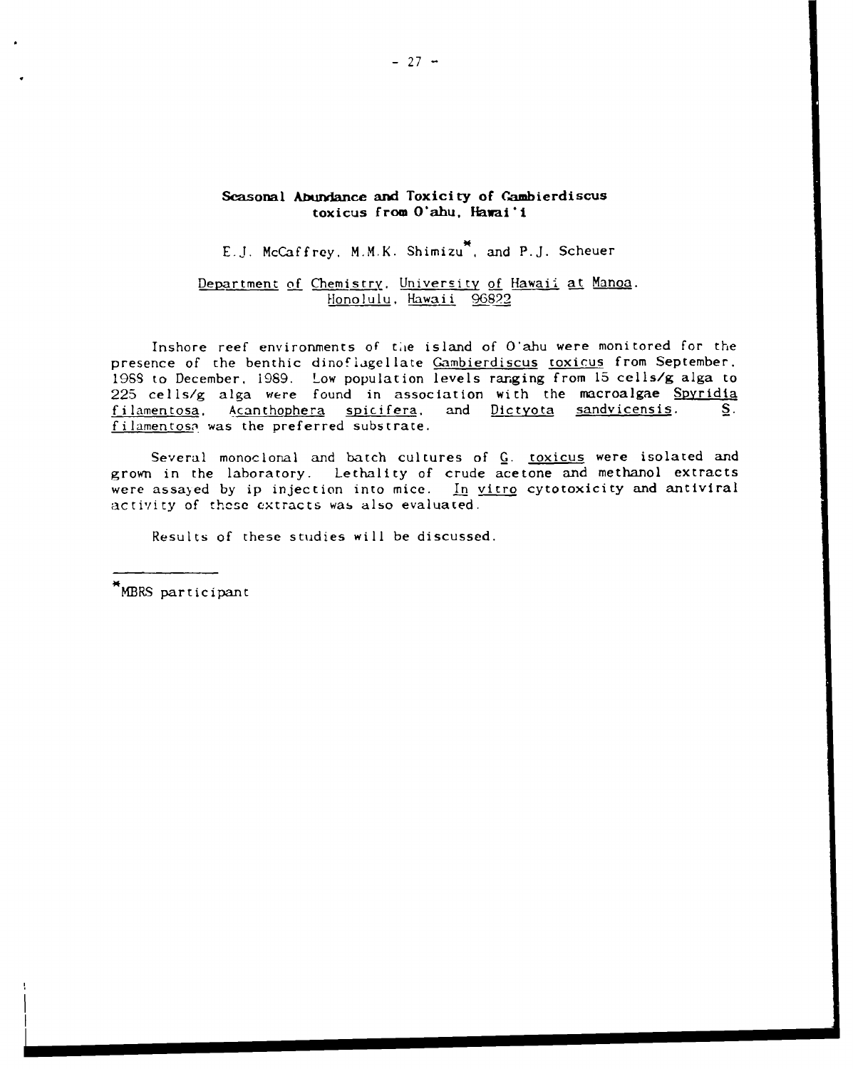## Seasonal Abundance and Toxicity of Gambierdiscus toxicus from O'ahu, Hawai'i

E.J. McCaffrey, M.M.K. Shimizu*, and P.J. Scheuer

Department of Chemistry, University of Hawaii at Manoa, Honolulu, Hawaii 96822

Inshore reef environments of the island of O'ahu were monitored for the presence of the benthic dinoflagellate *Gambierdiscus toxicus* from September, 1988 to December, 1989. Low population levels ranging from 15 cells/g alga to 225 cells/g alga were found in association with the macroalgae *Spyridia filamentosa*, *Acanthophera spicifera*, and *Dictyota sandvicensis*. *S. filamentosa* was the preferred substrate.

Several monoclonal and batch cultures of *G. toxicus* were isolated and grown in the laboratory. Lethality of crude acetone and methanol extracts were assayed by ip injection into mice. *In vitro* cytotoxicity and antiviral activity of these extracts was also evaluated.

Results of these studies will be discussed.

---

*MBRS participant